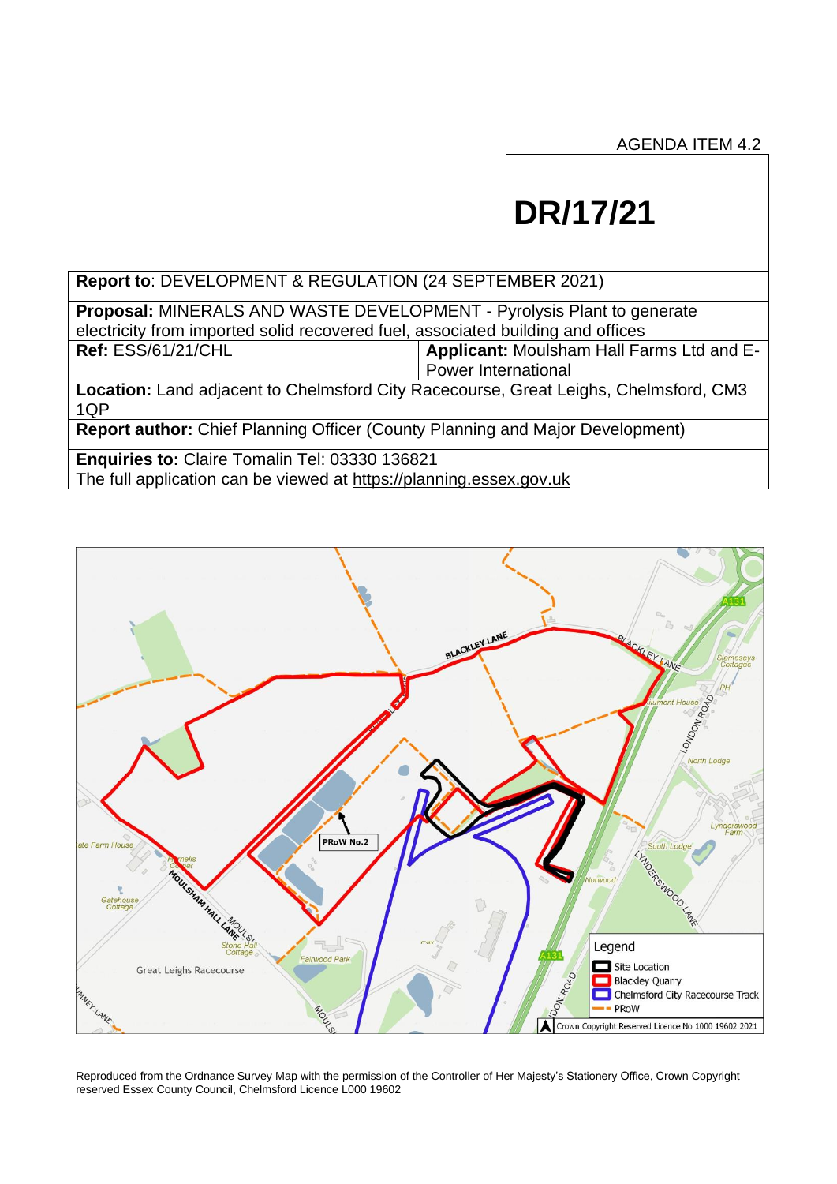AGENDA ITEM 4.2

# DR/17/21

| | |
|---|---|
| **Report to**: DEVELOPMENT & REGULATION (24 SEPTEMBER 2021) | |
| **Proposal:** MINERALS AND WASTE DEVELOPMENT - Pyrolysis Plant to generate electricity from imported solid recovered fuel, associated building and offices | |
| **Ref:** ESS/61/21/CHL | **Applicant:** Moulsham Hall Farms Ltd and E-Power International |
| **Location:** Land adjacent to Chelmsford City Racecourse, Great Leighs, Chelmsford, CM3 1QP | |
| **Report author:** Chief Planning Officer (County Planning and Major Development) | |
| **Enquiries to:** Claire Tomalin Tel: 03330 136821<br>The full application can be viewed at https://planning.essex.gov.uk | |

Legend
- Site Location
- Blackley Quarry
- Chelmsford City Racecourse Track
- PRoW

Crown Copyright Reserved Licence No 1000 19602 2021

Reproduced from the Ordnance Survey Map with the permission of the Controller of Her Majesty's Stationery Office, Crown Copyright reserved Essex County Council, Chelmsford Licence L000 19602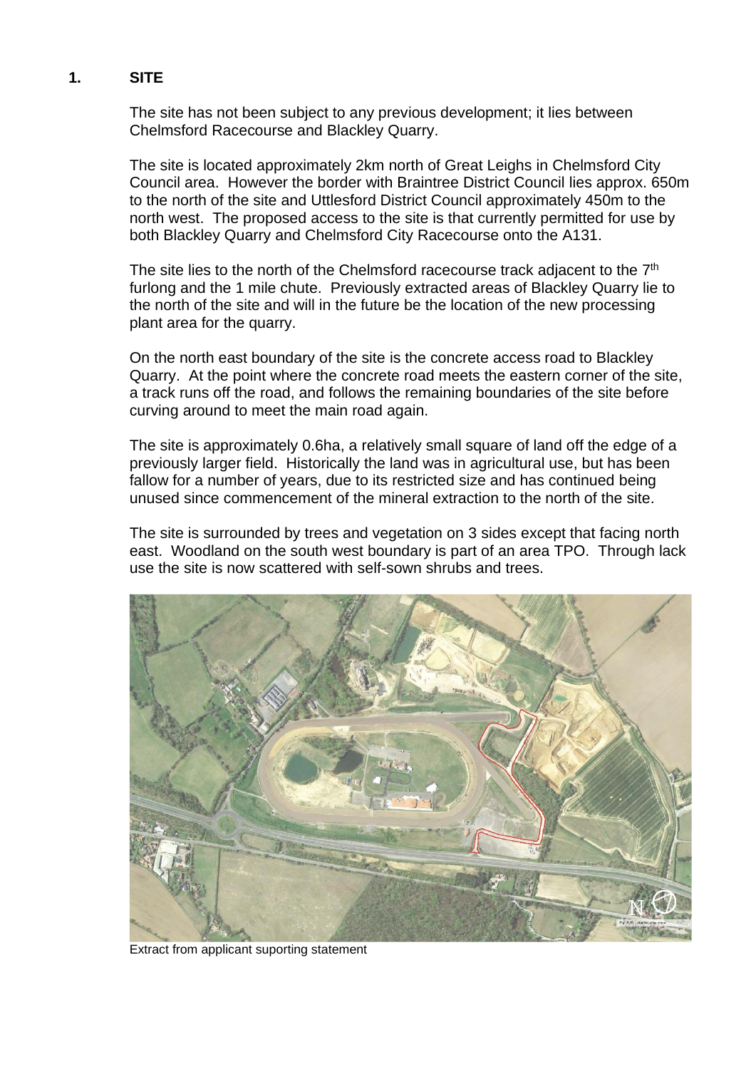## 1. SITE

The site has not been subject to any previous development; it lies between Chelmsford Racecourse and Blackley Quarry.

The site is located approximately 2km north of Great Leighs in Chelmsford City Council area. However the border with Braintree District Council lies approx. 650m to the north of the site and Uttlesford District Council approximately 450m to the north west. The proposed access to the site is that currently permitted for use by both Blackley Quarry and Chelmsford City Racecourse onto the A131.

The site lies to the north of the Chelmsford racecourse track adjacent to the 7th furlong and the 1 mile chute. Previously extracted areas of Blackley Quarry lie to the north of the site and will in the future be the location of the new processing plant area for the quarry.

On the north east boundary of the site is the concrete access road to Blackley Quarry. At the point where the concrete road meets the eastern corner of the site, a track runs off the road, and follows the remaining boundaries of the site before curving around to meet the main road again.

The site is approximately 0.6ha, a relatively small square of land off the edge of a previously larger field. Historically the land was in agricultural use, but has been fallow for a number of years, due to its restricted size and has continued being unused since commencement of the mineral extraction to the north of the site.

The site is surrounded by trees and vegetation on 3 sides except that facing north east. Woodland on the south west boundary is part of an area TPO. Through lack use the site is now scattered with self-sown shrubs and trees.

Extract from applicant suporting statement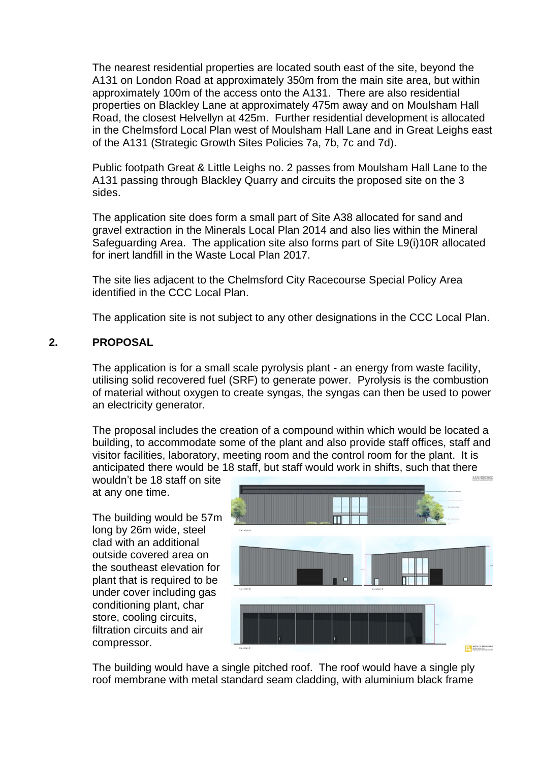The nearest residential properties are located south east of the site, beyond the A131 on London Road at approximately 350m from the main site area, but within approximately 100m of the access onto the A131. There are also residential properties on Blackley Lane at approximately 475m away and on Moulsham Hall Road, the closest Helvellyn at 425m. Further residential development is allocated in the Chelmsford Local Plan west of Moulsham Hall Lane and in Great Leighs east of the A131 (Strategic Growth Sites Policies 7a, 7b, 7c and 7d).

Public footpath Great & Little Leighs no. 2 passes from Moulsham Hall Lane to the A131 passing through Blackley Quarry and circuits the proposed site on the 3 sides.

The application site does form a small part of Site A38 allocated for sand and gravel extraction in the Minerals Local Plan 2014 and also lies within the Mineral Safeguarding Area. The application site also forms part of Site L9(i)10R allocated for inert landfill in the Waste Local Plan 2017.

The site lies adjacent to the Chelmsford City Racecourse Special Policy Area identified in the CCC Local Plan.

The application site is not subject to any other designations in the CCC Local Plan.

## 2. PROPOSAL

The application is for a small scale pyrolysis plant - an energy from waste facility, utilising solid recovered fuel (SRF) to generate power. Pyrolysis is the combustion of material without oxygen to create syngas, the syngas can then be used to power an electricity generator.

The proposal includes the creation of a compound within which would be located a building, to accommodate some of the plant and also provide staff offices, staff and visitor facilities, laboratory, meeting room and the control room for the plant. It is anticipated there would be 18 staff, but staff would work in shifts, such that there wouldn't be 18 staff on site at any one time.

The building would be 57m long by 26m wide, steel clad with an additional outside covered area on the southeast elevation for plant that is required to be under cover including gas conditioning plant, char store, cooling circuits, filtration circuits and air compressor.

The building would have a single pitched roof. The roof would have a single ply roof membrane with metal standard seam cladding, with aluminium black frame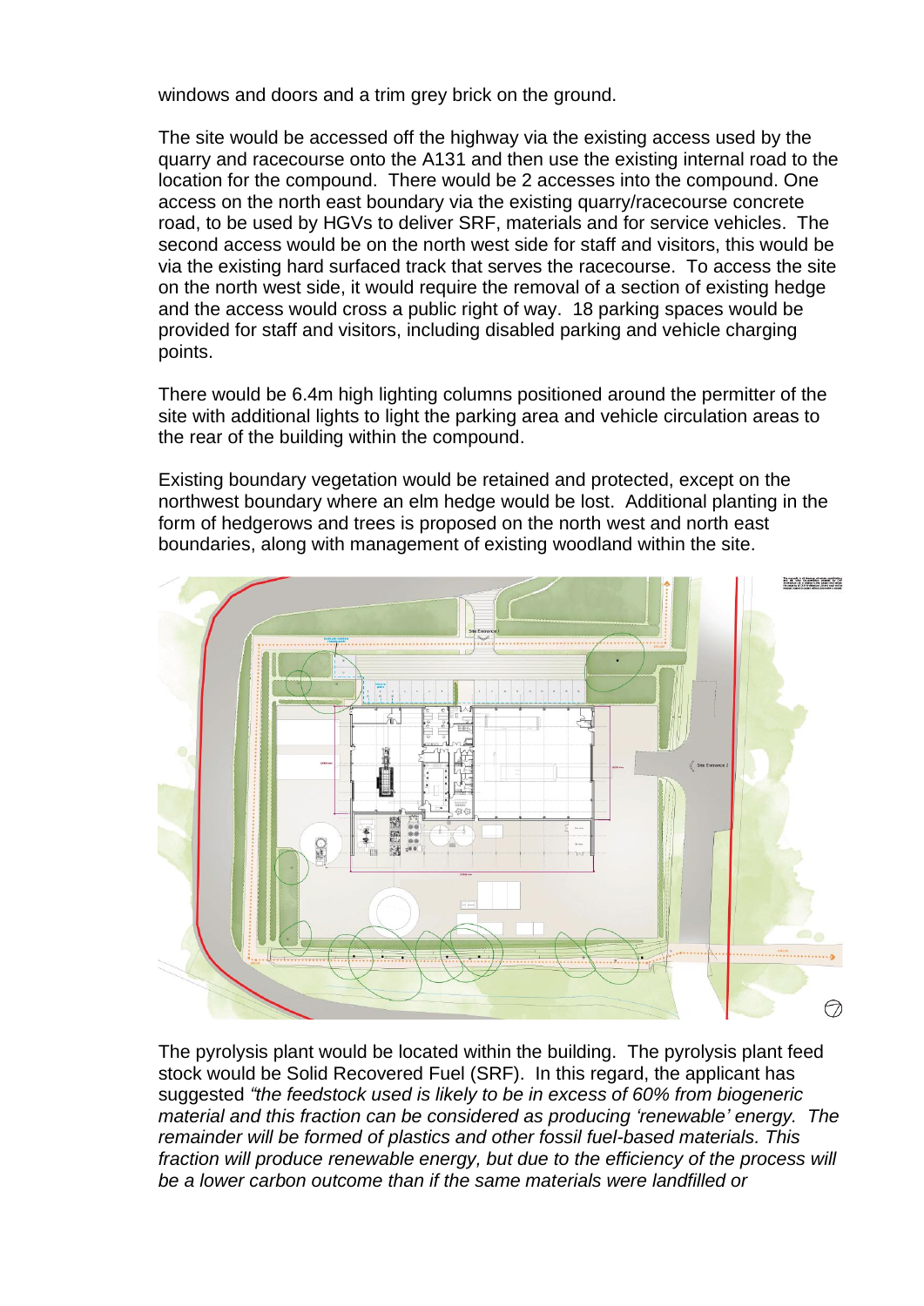windows and doors and a trim grey brick on the ground.

The site would be accessed off the highway via the existing access used by the quarry and racecourse onto the A131 and then use the existing internal road to the location for the compound. There would be 2 accesses into the compound. One access on the north east boundary via the existing quarry/racecourse concrete road, to be used by HGVs to deliver SRF, materials and for service vehicles. The second access would be on the north west side for staff and visitors, this would be via the existing hard surfaced track that serves the racecourse. To access the site on the north west side, it would require the removal of a section of existing hedge and the access would cross a public right of way. 18 parking spaces would be provided for staff and visitors, including disabled parking and vehicle charging points.

There would be 6.4m high lighting columns positioned around the permitter of the site with additional lights to light the parking area and vehicle circulation areas to the rear of the building within the compound.

Existing boundary vegetation would be retained and protected, except on the northwest boundary where an elm hedge would be lost. Additional planting in the form of hedgerows and trees is proposed on the north west and north east boundaries, along with management of existing woodland within the site.

The pyrolysis plant would be located within the building. The pyrolysis plant feed stock would be Solid Recovered Fuel (SRF). In this regard, the applicant has suggested *"the feedstock used is likely to be in excess of 60% from biogeneric material and this fraction can be considered as producing 'renewable' energy. The remainder will be formed of plastics and other fossil fuel-based materials. This fraction will produce renewable energy, but due to the efficiency of the process will be a lower carbon outcome than if the same materials were landfilled or*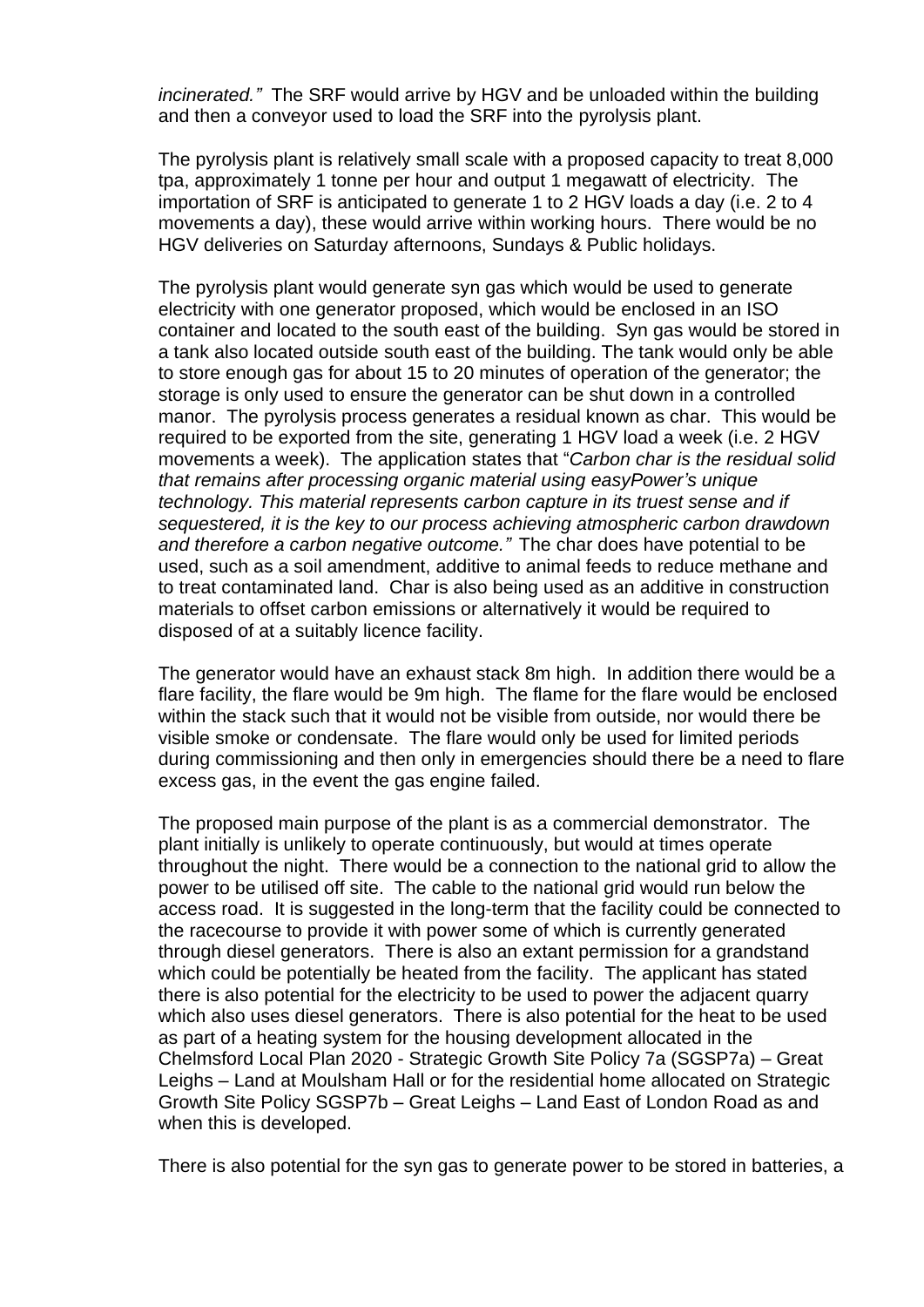*incinerated."* The SRF would arrive by HGV and be unloaded within the building and then a conveyor used to load the SRF into the pyrolysis plant.

The pyrolysis plant is relatively small scale with a proposed capacity to treat 8,000 tpa, approximately 1 tonne per hour and output 1 megawatt of electricity. The importation of SRF is anticipated to generate 1 to 2 HGV loads a day (i.e. 2 to 4 movements a day), these would arrive within working hours. There would be no HGV deliveries on Saturday afternoons, Sundays & Public holidays.

The pyrolysis plant would generate syn gas which would be used to generate electricity with one generator proposed, which would be enclosed in an ISO container and located to the south east of the building. Syn gas would be stored in a tank also located outside south east of the building. The tank would only be able to store enough gas for about 15 to 20 minutes of operation of the generator; the storage is only used to ensure the generator can be shut down in a controlled manor. The pyrolysis process generates a residual known as char. This would be required to be exported from the site, generating 1 HGV load a week (i.e. 2 HGV movements a week). The application states that "*Carbon char is the residual solid that remains after processing organic material using easyPower's unique technology. This material represents carbon capture in its truest sense and if sequestered, it is the key to our process achieving atmospheric carbon drawdown and therefore a carbon negative outcome."* The char does have potential to be used, such as a soil amendment, additive to animal feeds to reduce methane and to treat contaminated land. Char is also being used as an additive in construction materials to offset carbon emissions or alternatively it would be required to disposed of at a suitably licence facility.

The generator would have an exhaust stack 8m high. In addition there would be a flare facility, the flare would be 9m high. The flame for the flare would be enclosed within the stack such that it would not be visible from outside, nor would there be visible smoke or condensate. The flare would only be used for limited periods during commissioning and then only in emergencies should there be a need to flare excess gas, in the event the gas engine failed.

The proposed main purpose of the plant is as a commercial demonstrator. The plant initially is unlikely to operate continuously, but would at times operate throughout the night. There would be a connection to the national grid to allow the power to be utilised off site. The cable to the national grid would run below the access road. It is suggested in the long-term that the facility could be connected to the racecourse to provide it with power some of which is currently generated through diesel generators. There is also an extant permission for a grandstand which could be potentially be heated from the facility. The applicant has stated there is also potential for the electricity to be used to power the adjacent quarry which also uses diesel generators. There is also potential for the heat to be used as part of a heating system for the housing development allocated in the Chelmsford Local Plan 2020 - Strategic Growth Site Policy 7a (SGSP7a) – Great Leighs – Land at Moulsham Hall or for the residential home allocated on Strategic Growth Site Policy SGSP7b – Great Leighs – Land East of London Road as and when this is developed.

There is also potential for the syn gas to generate power to be stored in batteries, a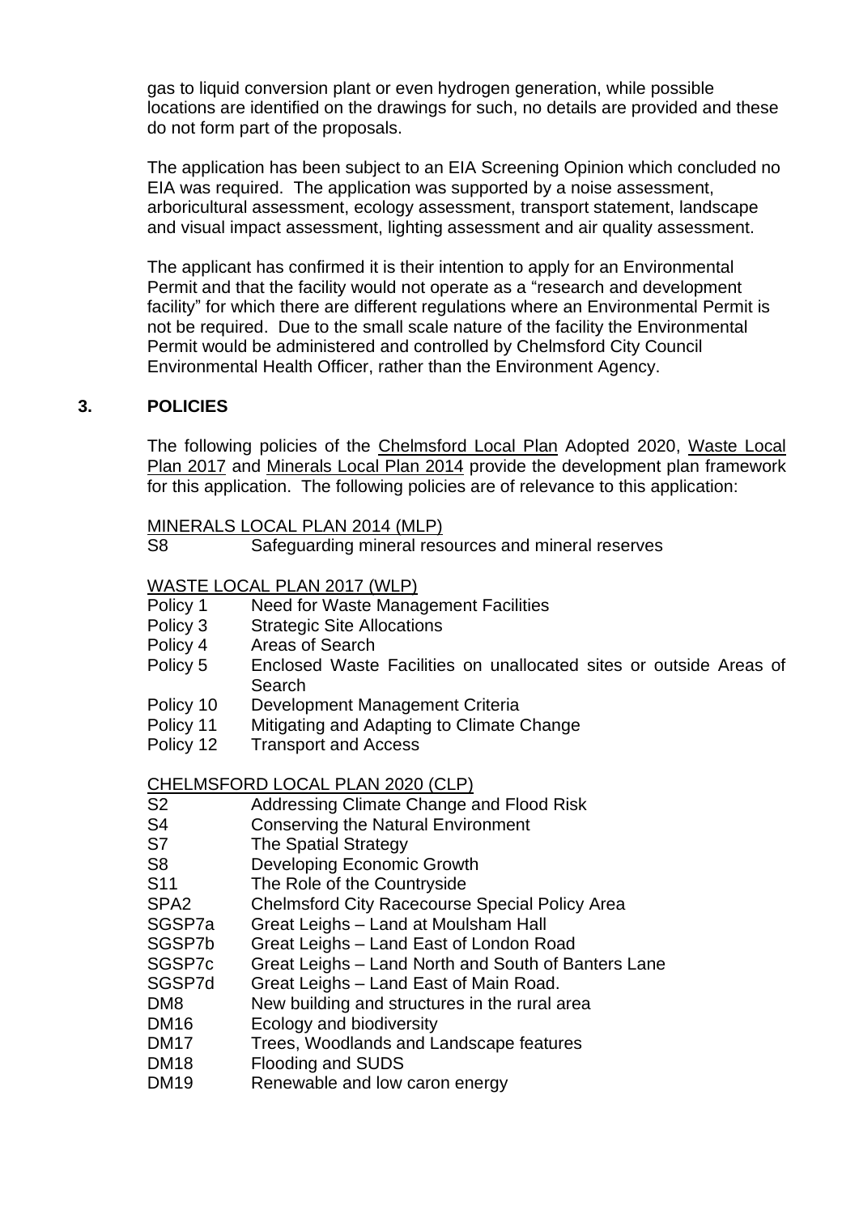gas to liquid conversion plant or even hydrogen generation, while possible locations are identified on the drawings for such, no details are provided and these do not form part of the proposals.

The application has been subject to an EIA Screening Opinion which concluded no EIA was required. The application was supported by a noise assessment, arboricultural assessment, ecology assessment, transport statement, landscape and visual impact assessment, lighting assessment and air quality assessment.

The applicant has confirmed it is their intention to apply for an Environmental Permit and that the facility would not operate as a "research and development facility" for which there are different regulations where an Environmental Permit is not be required. Due to the small scale nature of the facility the Environmental Permit would be administered and controlled by Chelmsford City Council Environmental Health Officer, rather than the Environment Agency.

## 3. POLICIES

The following policies of the Chelmsford Local Plan Adopted 2020, Waste Local Plan 2017 and Minerals Local Plan 2014 provide the development plan framework for this application. The following policies are of relevance to this application:

MINERALS LOCAL PLAN 2014 (MLP)

- S8 Safeguarding mineral resources and mineral reserves

WASTE LOCAL PLAN 2017 (WLP)

- Policy 1 Need for Waste Management Facilities
- Policy 3 Strategic Site Allocations
- Policy 4 Areas of Search
- Policy 5 Enclosed Waste Facilities on unallocated sites or outside Areas of Search
- Policy 10 Development Management Criteria
- Policy 11 Mitigating and Adapting to Climate Change
- Policy 12 Transport and Access

CHELMSFORD LOCAL PLAN 2020 (CLP)

- S2 Addressing Climate Change and Flood Risk
- S4 Conserving the Natural Environment
- S7 The Spatial Strategy
- S8 Developing Economic Growth
- S11 The Role of the Countryside
- SPA2 Chelmsford City Racecourse Special Policy Area
- SGSP7a Great Leighs – Land at Moulsham Hall
- SGSP7b Great Leighs – Land East of London Road
- SGSP7c Great Leighs – Land North and South of Banters Lane
- SGSP7d Great Leighs – Land East of Main Road.
- DM8 New building and structures in the rural area
- DM16 Ecology and biodiversity
- DM17 Trees, Woodlands and Landscape features
- DM18 Flooding and SUDS
- DM19 Renewable and low caron energy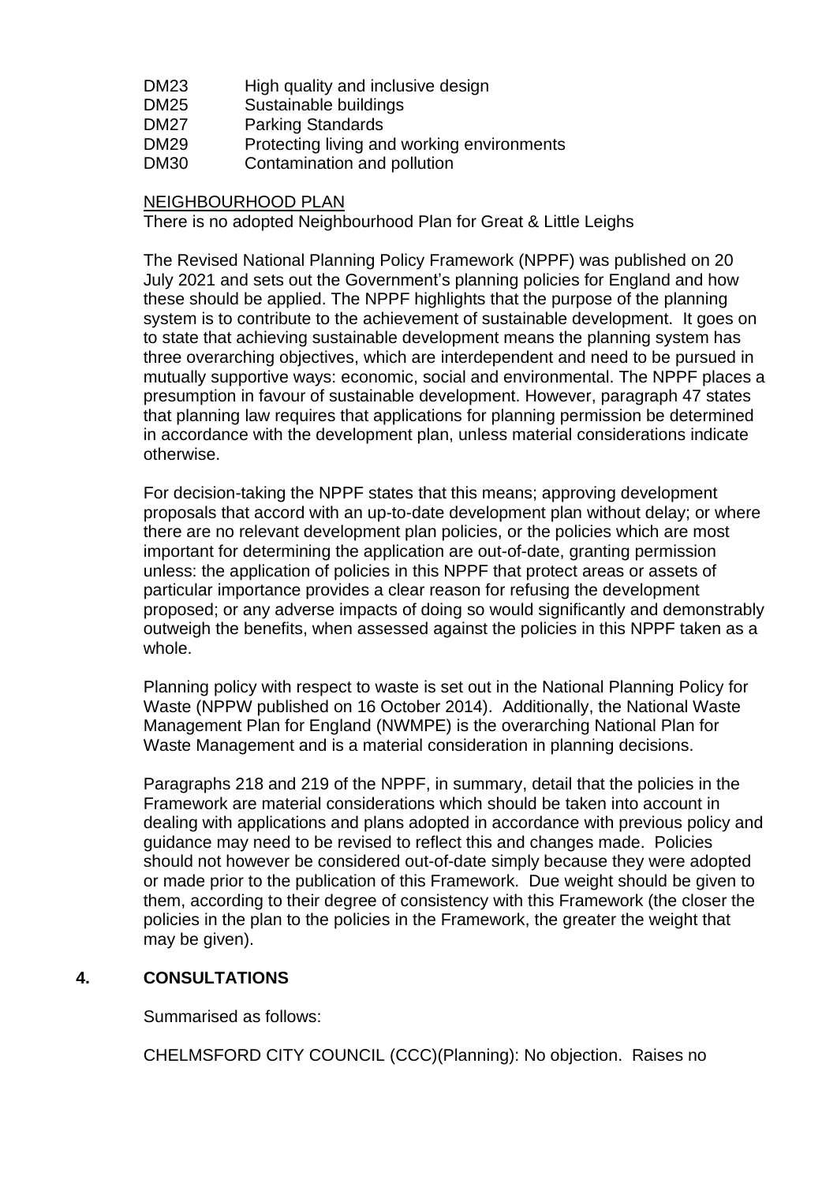DM23 High quality and inclusive design
DM25 Sustainable buildings
DM27 Parking Standards
DM29 Protecting living and working environments
DM30 Contamination and pollution

NEIGHBOURHOOD PLAN

There is no adopted Neighbourhood Plan for Great & Little Leighs

The Revised National Planning Policy Framework (NPPF) was published on 20 July 2021 and sets out the Government's planning policies for England and how these should be applied. The NPPF highlights that the purpose of the planning system is to contribute to the achievement of sustainable development. It goes on to state that achieving sustainable development means the planning system has three overarching objectives, which are interdependent and need to be pursued in mutually supportive ways: economic, social and environmental. The NPPF places a presumption in favour of sustainable development. However, paragraph 47 states that planning law requires that applications for planning permission be determined in accordance with the development plan, unless material considerations indicate otherwise.

For decision-taking the NPPF states that this means; approving development proposals that accord with an up-to-date development plan without delay; or where there are no relevant development plan policies, or the policies which are most important for determining the application are out-of-date, granting permission unless: the application of policies in this NPPF that protect areas or assets of particular importance provides a clear reason for refusing the development proposed; or any adverse impacts of doing so would significantly and demonstrably outweigh the benefits, when assessed against the policies in this NPPF taken as a whole.

Planning policy with respect to waste is set out in the National Planning Policy for Waste (NPPW published on 16 October 2014). Additionally, the National Waste Management Plan for England (NWMPE) is the overarching National Plan for Waste Management and is a material consideration in planning decisions.

Paragraphs 218 and 219 of the NPPF, in summary, detail that the policies in the Framework are material considerations which should be taken into account in dealing with applications and plans adopted in accordance with previous policy and guidance may need to be revised to reflect this and changes made. Policies should not however be considered out-of-date simply because they were adopted or made prior to the publication of this Framework. Due weight should be given to them, according to their degree of consistency with this Framework (the closer the policies in the plan to the policies in the Framework, the greater the weight that may be given).

## 4. CONSULTATIONS

Summarised as follows:

CHELMSFORD CITY COUNCIL (CCC)(Planning): No objection. Raises no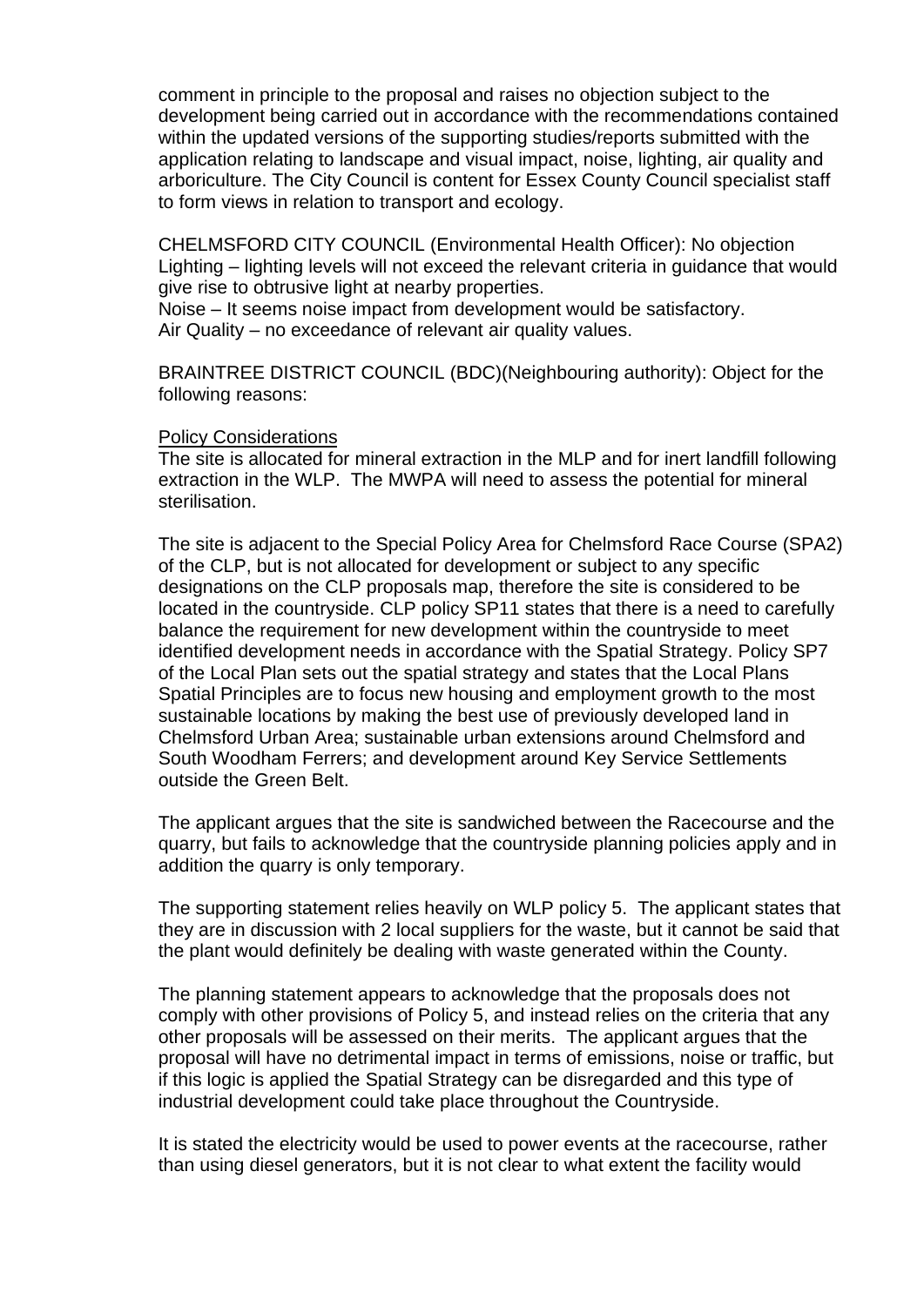comment in principle to the proposal and raises no objection subject to the development being carried out in accordance with the recommendations contained within the updated versions of the supporting studies/reports submitted with the application relating to landscape and visual impact, noise, lighting, air quality and arboriculture. The City Council is content for Essex County Council specialist staff to form views in relation to transport and ecology.

CHELMSFORD CITY COUNCIL (Environmental Health Officer): No objection
Lighting – lighting levels will not exceed the relevant criteria in guidance that would give rise to obtrusive light at nearby properties.
Noise – It seems noise impact from development would be satisfactory.
Air Quality – no exceedance of relevant air quality values.

BRAINTREE DISTRICT COUNCIL (BDC)(Neighbouring authority): Object for the following reasons:

Policy Considerations

The site is allocated for mineral extraction in the MLP and for inert landfill following extraction in the WLP. The MWPA will need to assess the potential for mineral sterilisation.

The site is adjacent to the Special Policy Area for Chelmsford Race Course (SPA2) of the CLP, but is not allocated for development or subject to any specific designations on the CLP proposals map, therefore the site is considered to be located in the countryside. CLP policy SP11 states that there is a need to carefully balance the requirement for new development within the countryside to meet identified development needs in accordance with the Spatial Strategy. Policy SP7 of the Local Plan sets out the spatial strategy and states that the Local Plans Spatial Principles are to focus new housing and employment growth to the most sustainable locations by making the best use of previously developed land in Chelmsford Urban Area; sustainable urban extensions around Chelmsford and South Woodham Ferrers; and development around Key Service Settlements outside the Green Belt.

The applicant argues that the site is sandwiched between the Racecourse and the quarry, but fails to acknowledge that the countryside planning policies apply and in addition the quarry is only temporary.

The supporting statement relies heavily on WLP policy 5. The applicant states that they are in discussion with 2 local suppliers for the waste, but it cannot be said that the plant would definitely be dealing with waste generated within the County.

The planning statement appears to acknowledge that the proposals does not comply with other provisions of Policy 5, and instead relies on the criteria that any other proposals will be assessed on their merits. The applicant argues that the proposal will have no detrimental impact in terms of emissions, noise or traffic, but if this logic is applied the Spatial Strategy can be disregarded and this type of industrial development could take place throughout the Countryside.

It is stated the electricity would be used to power events at the racecourse, rather than using diesel generators, but it is not clear to what extent the facility would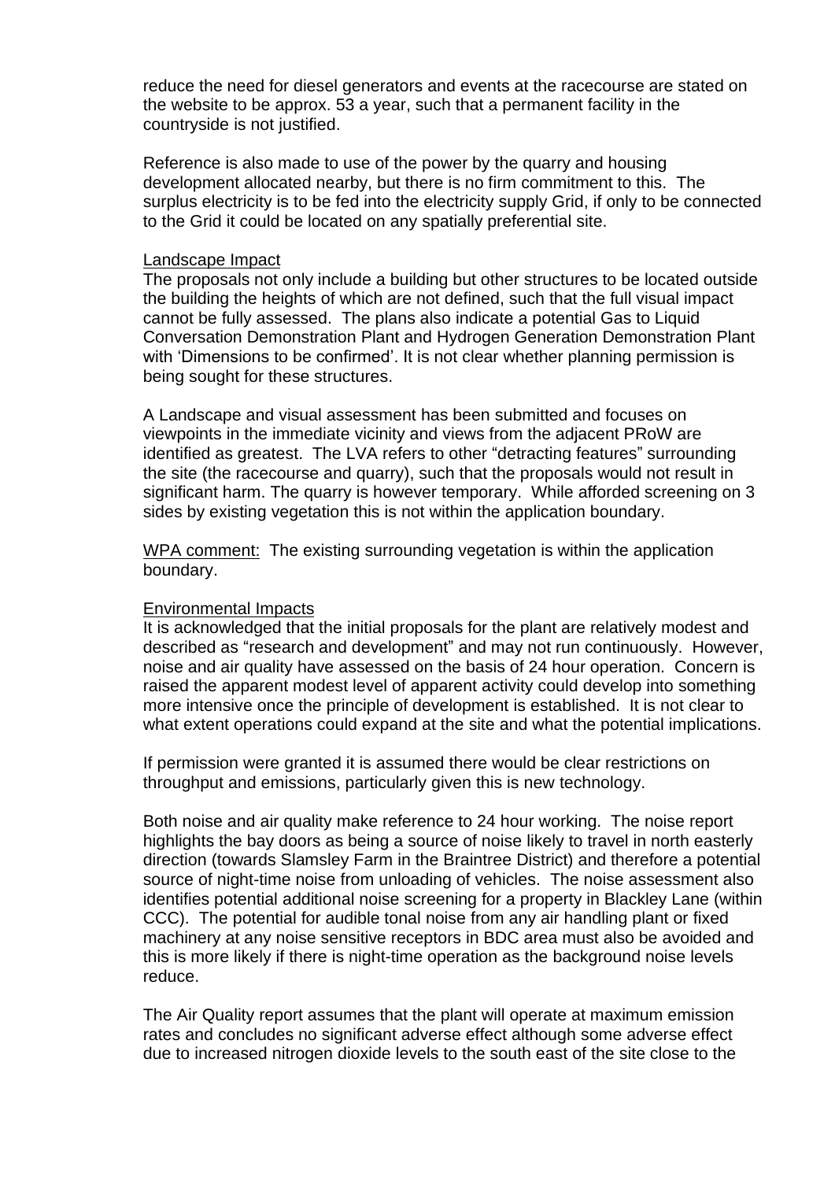reduce the need for diesel generators and events at the racecourse are stated on the website to be approx. 53 a year, such that a permanent facility in the countryside is not justified.

Reference is also made to use of the power by the quarry and housing development allocated nearby, but there is no firm commitment to this. The surplus electricity is to be fed into the electricity supply Grid, if only to be connected to the Grid it could be located on any spatially preferential site.

<u>Landscape Impact</u>

The proposals not only include a building but other structures to be located outside the building the heights of which are not defined, such that the full visual impact cannot be fully assessed. The plans also indicate a potential Gas to Liquid Conversation Demonstration Plant and Hydrogen Generation Demonstration Plant with 'Dimensions to be confirmed'. It is not clear whether planning permission is being sought for these structures.

A Landscape and visual assessment has been submitted and focuses on viewpoints in the immediate vicinity and views from the adjacent PRoW are identified as greatest. The LVA refers to other "detracting features" surrounding the site (the racecourse and quarry), such that the proposals would not result in significant harm. The quarry is however temporary. While afforded screening on 3 sides by existing vegetation this is not within the application boundary.

<u>WPA comment:</u> The existing surrounding vegetation is within the application boundary.

<u>Environmental Impacts</u>

It is acknowledged that the initial proposals for the plant are relatively modest and described as "research and development" and may not run continuously. However, noise and air quality have assessed on the basis of 24 hour operation. Concern is raised the apparent modest level of apparent activity could develop into something more intensive once the principle of development is established. It is not clear to what extent operations could expand at the site and what the potential implications.

If permission were granted it is assumed there would be clear restrictions on throughput and emissions, particularly given this is new technology.

Both noise and air quality make reference to 24 hour working. The noise report highlights the bay doors as being a source of noise likely to travel in north easterly direction (towards Slamsley Farm in the Braintree District) and therefore a potential source of night-time noise from unloading of vehicles. The noise assessment also identifies potential additional noise screening for a property in Blackley Lane (within CCC). The potential for audible tonal noise from any air handling plant or fixed machinery at any noise sensitive receptors in BDC area must also be avoided and this is more likely if there is night-time operation as the background noise levels reduce.

The Air Quality report assumes that the plant will operate at maximum emission rates and concludes no significant adverse effect although some adverse effect due to increased nitrogen dioxide levels to the south east of the site close to the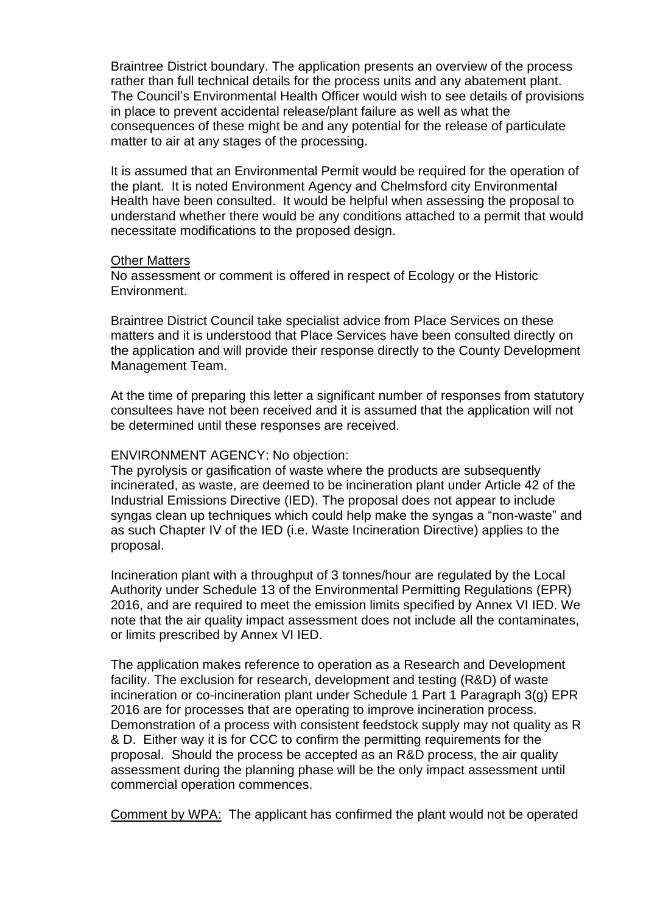Braintree District boundary. The application presents an overview of the process rather than full technical details for the process units and any abatement plant. The Council's Environmental Health Officer would wish to see details of provisions in place to prevent accidental release/plant failure as well as what the consequences of these might be and any potential for the release of particulate matter to air at any stages of the processing.

It is assumed that an Environmental Permit would be required for the operation of the plant. It is noted Environment Agency and Chelmsford city Environmental Health have been consulted. It would be helpful when assessing the proposal to understand whether there would be any conditions attached to a permit that would necessitate modifications to the proposed design.

Other Matters

No assessment or comment is offered in respect of Ecology or the Historic Environment.

Braintree District Council take specialist advice from Place Services on these matters and it is understood that Place Services have been consulted directly on the application and will provide their response directly to the County Development Management Team.

At the time of preparing this letter a significant number of responses from statutory consultees have not been received and it is assumed that the application will not be determined until these responses are received.

ENVIRONMENT AGENCY: No objection:

The pyrolysis or gasification of waste where the products are subsequently incinerated, as waste, are deemed to be incineration plant under Article 42 of the Industrial Emissions Directive (IED). The proposal does not appear to include syngas clean up techniques which could help make the syngas a "non-waste" and as such Chapter IV of the IED (i.e. Waste Incineration Directive) applies to the proposal.

Incineration plant with a throughput of 3 tonnes/hour are regulated by the Local Authority under Schedule 13 of the Environmental Permitting Regulations (EPR) 2016, and are required to meet the emission limits specified by Annex VI IED. We note that the air quality impact assessment does not include all the contaminates, or limits prescribed by Annex VI IED.

The application makes reference to operation as a Research and Development facility. The exclusion for research, development and testing (R&D) of waste incineration or co-incineration plant under Schedule 1 Part 1 Paragraph 3(g) EPR 2016 are for processes that are operating to improve incineration process. Demonstration of a process with consistent feedstock supply may not quality as R & D. Either way it is for CCC to confirm the permitting requirements for the proposal. Should the process be accepted as an R&D process, the air quality assessment during the planning phase will be the only impact assessment until commercial operation commences.

Comment by WPA: The applicant has confirmed the plant would not be operated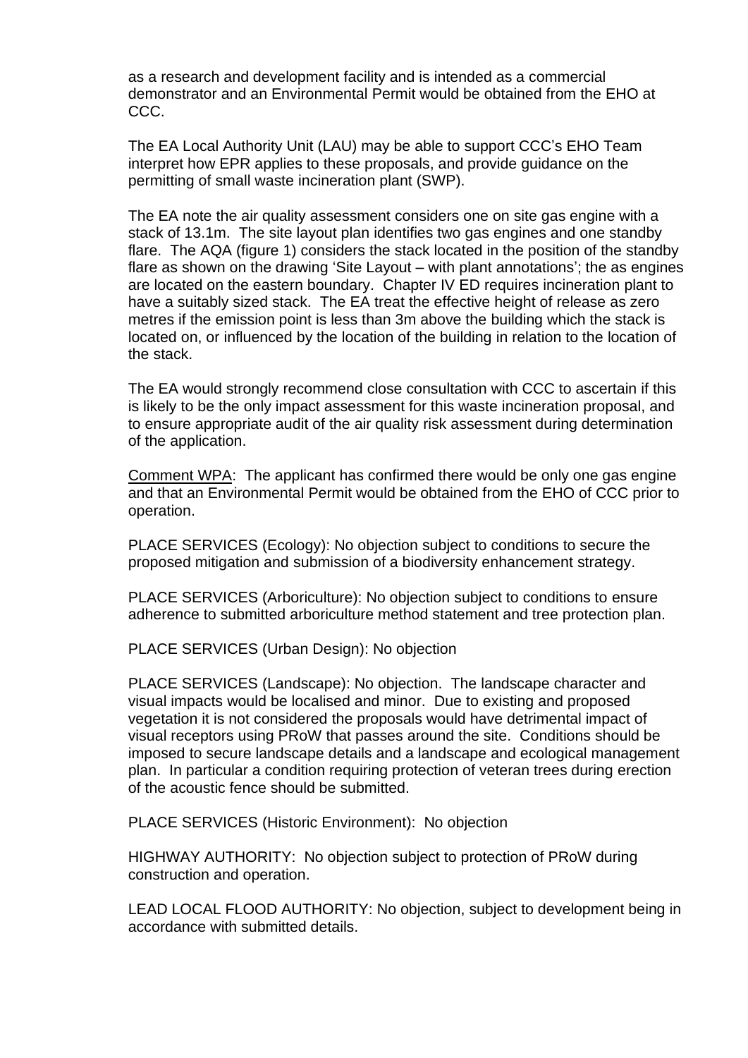as a research and development facility and is intended as a commercial demonstrator and an Environmental Permit would be obtained from the EHO at CCC.

The EA Local Authority Unit (LAU) may be able to support CCC's EHO Team interpret how EPR applies to these proposals, and provide guidance on the permitting of small waste incineration plant (SWP).

The EA note the air quality assessment considers one on site gas engine with a stack of 13.1m. The site layout plan identifies two gas engines and one standby flare. The AQA (figure 1) considers the stack located in the position of the standby flare as shown on the drawing 'Site Layout – with plant annotations'; the as engines are located on the eastern boundary. Chapter IV ED requires incineration plant to have a suitably sized stack. The EA treat the effective height of release as zero metres if the emission point is less than 3m above the building which the stack is located on, or influenced by the location of the building in relation to the location of the stack.

The EA would strongly recommend close consultation with CCC to ascertain if this is likely to be the only impact assessment for this waste incineration proposal, and to ensure appropriate audit of the air quality risk assessment during determination of the application.

Comment WPA: The applicant has confirmed there would be only one gas engine and that an Environmental Permit would be obtained from the EHO of CCC prior to operation.

PLACE SERVICES (Ecology): No objection subject to conditions to secure the proposed mitigation and submission of a biodiversity enhancement strategy.

PLACE SERVICES (Arboriculture): No objection subject to conditions to ensure adherence to submitted arboriculture method statement and tree protection plan.

PLACE SERVICES (Urban Design): No objection

PLACE SERVICES (Landscape): No objection. The landscape character and visual impacts would be localised and minor. Due to existing and proposed vegetation it is not considered the proposals would have detrimental impact of visual receptors using PRoW that passes around the site. Conditions should be imposed to secure landscape details and a landscape and ecological management plan. In particular a condition requiring protection of veteran trees during erection of the acoustic fence should be submitted.

PLACE SERVICES (Historic Environment): No objection

HIGHWAY AUTHORITY: No objection subject to protection of PRoW during construction and operation.

LEAD LOCAL FLOOD AUTHORITY: No objection, subject to development being in accordance with submitted details.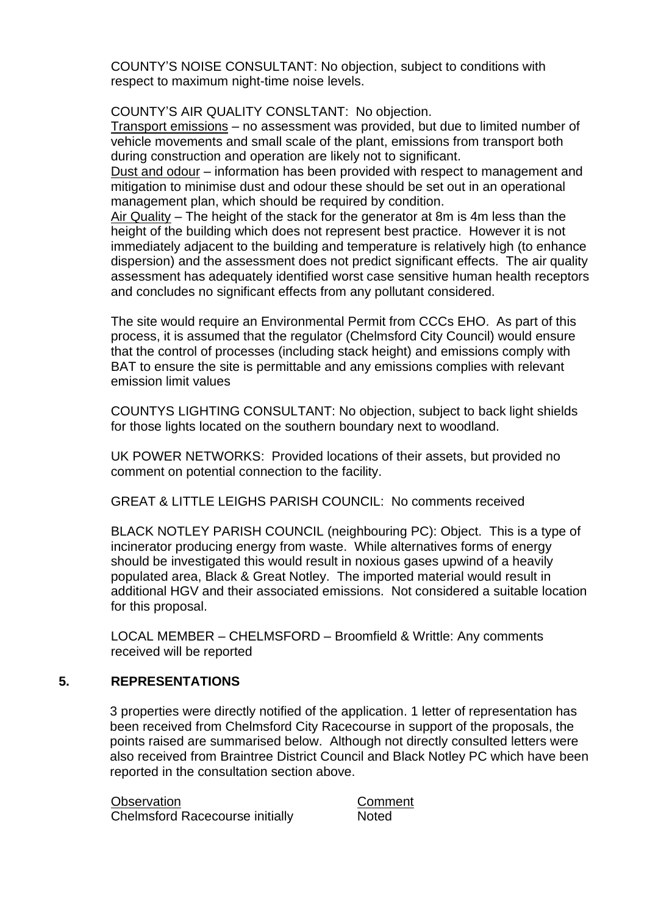COUNTY'S NOISE CONSULTANT: No objection, subject to conditions with respect to maximum night-time noise levels.

COUNTY'S AIR QUALITY CONSLTANT: No objection.
Transport emissions – no assessment was provided, but due to limited number of vehicle movements and small scale of the plant, emissions from transport both during construction and operation are likely not to significant.
Dust and odour – information has been provided with respect to management and mitigation to minimise dust and odour these should be set out in an operational management plan, which should be required by condition.
Air Quality – The height of the stack for the generator at 8m is 4m less than the height of the building which does not represent best practice. However it is not immediately adjacent to the building and temperature is relatively high (to enhance dispersion) and the assessment does not predict significant effects. The air quality assessment has adequately identified worst case sensitive human health receptors and concludes no significant effects from any pollutant considered.

The site would require an Environmental Permit from CCCs EHO. As part of this process, it is assumed that the regulator (Chelmsford City Council) would ensure that the control of processes (including stack height) and emissions comply with BAT to ensure the site is permittable and any emissions complies with relevant emission limit values

COUNTYS LIGHTING CONSULTANT: No objection, subject to back light shields for those lights located on the southern boundary next to woodland.

UK POWER NETWORKS: Provided locations of their assets, but provided no comment on potential connection to the facility.

GREAT & LITTLE LEIGHS PARISH COUNCIL: No comments received

BLACK NOTLEY PARISH COUNCIL (neighbouring PC): Object. This is a type of incinerator producing energy from waste. While alternatives forms of energy should be investigated this would result in noxious gases upwind of a heavily populated area, Black & Great Notley. The imported material would result in additional HGV and their associated emissions. Not considered a suitable location for this proposal.

LOCAL MEMBER – CHELMSFORD – Broomfield & Writtle: Any comments received will be reported

## 5. REPRESENTATIONS

3 properties were directly notified of the application. 1 letter of representation has been received from Chelmsford City Racecourse in support of the proposals, the points raised are summarised below. Although not directly consulted letters were also received from Braintree District Council and Black Notley PC which have been reported in the consultation section above.

| Observation | Comment |
|---|---|
| Chelmsford Racecourse initially | Noted |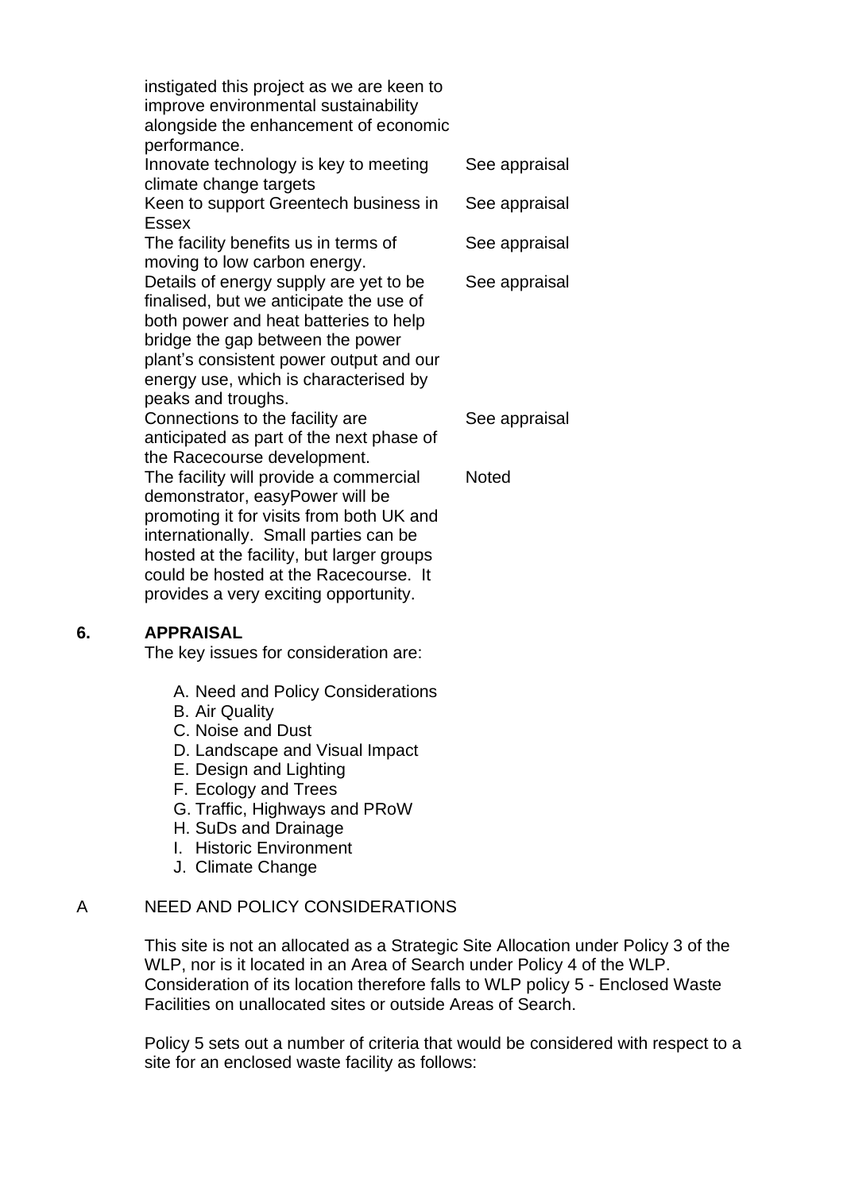| | |
|---|---|
| instigated this project as we are keen to improve environmental sustainability alongside the enhancement of economic performance. | |
| Innovate technology is key to meeting climate change targets | See appraisal |
| Keen to support Greentech business in Essex | See appraisal |
| The facility benefits us in terms of moving to low carbon energy. | See appraisal |
| Details of energy supply are yet to be finalised, but we anticipate the use of both power and heat batteries to help bridge the gap between the power plant's consistent power output and our energy use, which is characterised by peaks and troughs. | See appraisal |
| Connections to the facility are anticipated as part of the next phase of the Racecourse development. | See appraisal |
| The facility will provide a commercial demonstrator, easyPower will be promoting it for visits from both UK and internationally. Small parties can be hosted at the facility, but larger groups could be hosted at the Racecourse. It provides a very exciting opportunity. | Noted |

## 6. APPRAISAL

The key issues for consideration are:

A. Need and Policy Considerations
B. Air Quality
C. Noise and Dust
D. Landscape and Visual Impact
E. Design and Lighting
F. Ecology and Trees
G. Traffic, Highways and PRoW
H. SuDs and Drainage
I. Historic Environment
J. Climate Change

### A NEED AND POLICY CONSIDERATIONS

This site is not an allocated as a Strategic Site Allocation under Policy 3 of the WLP, nor is it located in an Area of Search under Policy 4 of the WLP. Consideration of its location therefore falls to WLP policy 5 - Enclosed Waste Facilities on unallocated sites or outside Areas of Search.

Policy 5 sets out a number of criteria that would be considered with respect to a site for an enclosed waste facility as follows: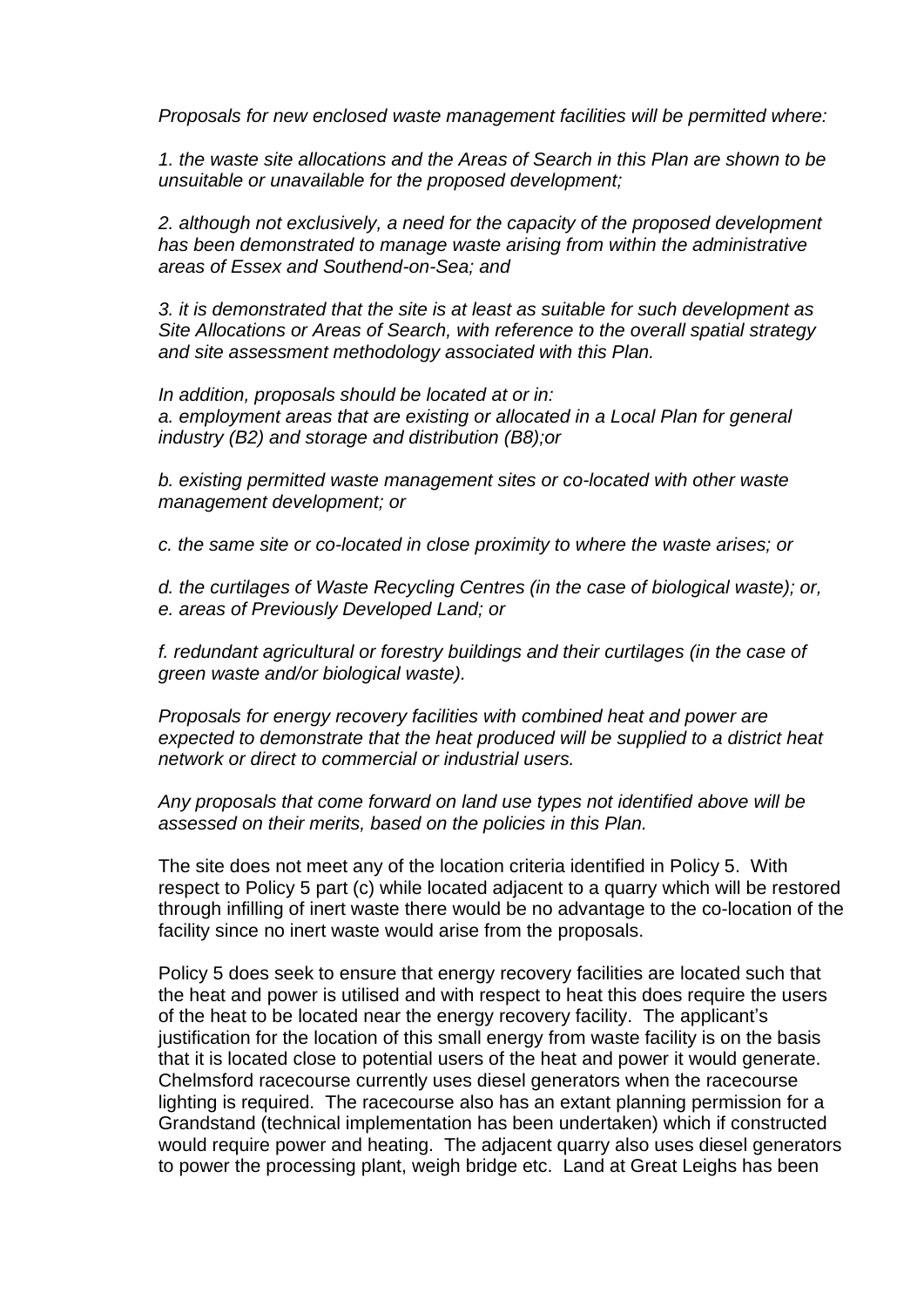*Proposals for new enclosed waste management facilities will be permitted where:*

*1. the waste site allocations and the Areas of Search in this Plan are shown to be unsuitable or unavailable for the proposed development;*

*2. although not exclusively, a need for the capacity of the proposed development has been demonstrated to manage waste arising from within the administrative areas of Essex and Southend-on-Sea; and*

*3. it is demonstrated that the site is at least as suitable for such development as Site Allocations or Areas of Search, with reference to the overall spatial strategy and site assessment methodology associated with this Plan.*

*In addition, proposals should be located at or in:*
*a. employment areas that are existing or allocated in a Local Plan for general industry (B2) and storage and distribution (B8);or*

*b. existing permitted waste management sites or co-located with other waste management development; or*

*c. the same site or co-located in close proximity to where the waste arises; or*

*d. the curtilages of Waste Recycling Centres (in the case of biological waste); or,*
*e. areas of Previously Developed Land; or*

*f. redundant agricultural or forestry buildings and their curtilages (in the case of green waste and/or biological waste).*

*Proposals for energy recovery facilities with combined heat and power are expected to demonstrate that the heat produced will be supplied to a district heat network or direct to commercial or industrial users.*

*Any proposals that come forward on land use types not identified above will be assessed on their merits, based on the policies in this Plan.*

The site does not meet any of the location criteria identified in Policy 5. With respect to Policy 5 part (c) while located adjacent to a quarry which will be restored through infilling of inert waste there would be no advantage to the co-location of the facility since no inert waste would arise from the proposals.

Policy 5 does seek to ensure that energy recovery facilities are located such that the heat and power is utilised and with respect to heat this does require the users of the heat to be located near the energy recovery facility. The applicant's justification for the location of this small energy from waste facility is on the basis that it is located close to potential users of the heat and power it would generate. Chelmsford racecourse currently uses diesel generators when the racecourse lighting is required. The racecourse also has an extant planning permission for a Grandstand (technical implementation has been undertaken) which if constructed would require power and heating. The adjacent quarry also uses diesel generators to power the processing plant, weigh bridge etc. Land at Great Leighs has been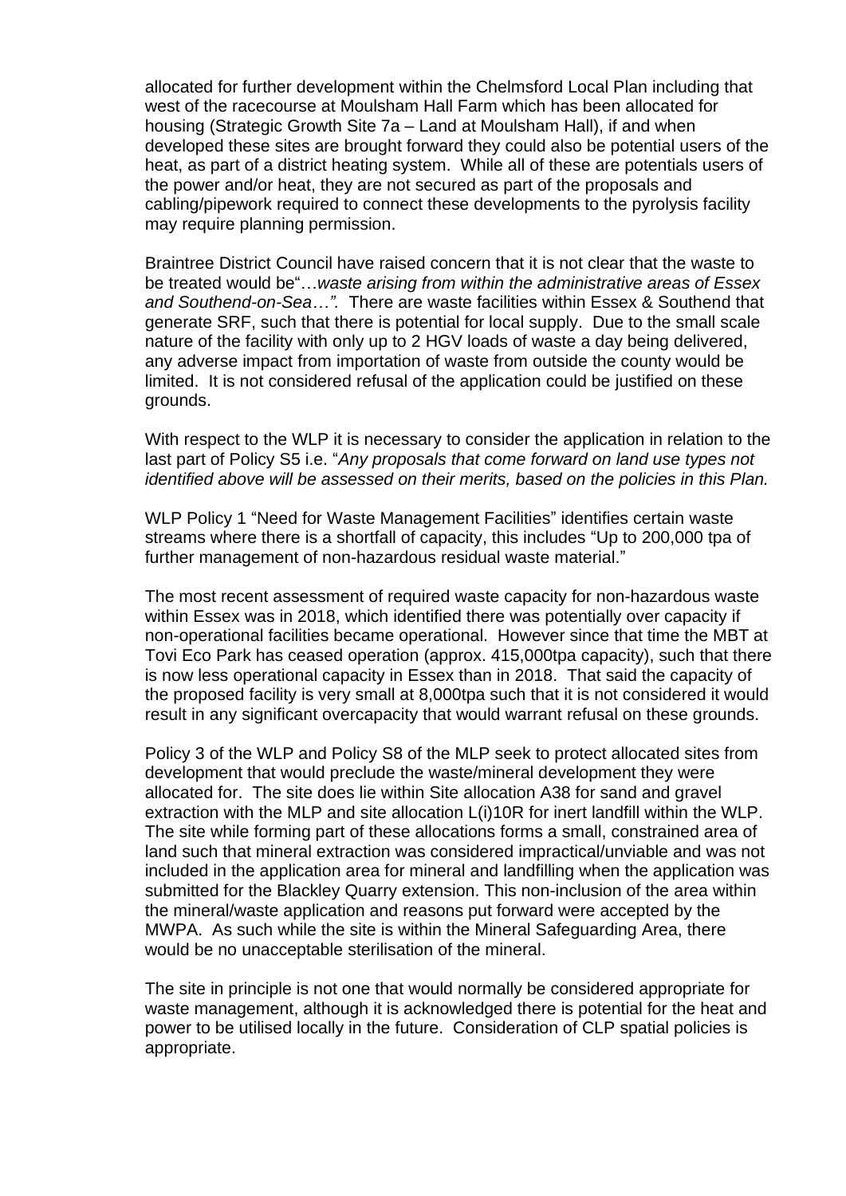allocated for further development within the Chelmsford Local Plan including that west of the racecourse at Moulsham Hall Farm which has been allocated for housing (Strategic Growth Site 7a – Land at Moulsham Hall), if and when developed these sites are brought forward they could also be potential users of the heat, as part of a district heating system. While all of these are potentials users of the power and/or heat, they are not secured as part of the proposals and cabling/pipework required to connect these developments to the pyrolysis facility may require planning permission.

Braintree District Council have raised concern that it is not clear that the waste to be treated would be"…*waste arising from within the administrative areas of Essex and Southend-on-Sea…".* There are waste facilities within Essex & Southend that generate SRF, such that there is potential for local supply. Due to the small scale nature of the facility with only up to 2 HGV loads of waste a day being delivered, any adverse impact from importation of waste from outside the county would be limited. It is not considered refusal of the application could be justified on these grounds.

With respect to the WLP it is necessary to consider the application in relation to the last part of Policy S5 i.e. "*Any proposals that come forward on land use types not identified above will be assessed on their merits, based on the policies in this Plan.*

WLP Policy 1 "Need for Waste Management Facilities" identifies certain waste streams where there is a shortfall of capacity, this includes "Up to 200,000 tpa of further management of non-hazardous residual waste material."

The most recent assessment of required waste capacity for non-hazardous waste within Essex was in 2018, which identified there was potentially over capacity if non-operational facilities became operational. However since that time the MBT at Tovi Eco Park has ceased operation (approx. 415,000tpa capacity), such that there is now less operational capacity in Essex than in 2018. That said the capacity of the proposed facility is very small at 8,000tpa such that it is not considered it would result in any significant overcapacity that would warrant refusal on these grounds.

Policy 3 of the WLP and Policy S8 of the MLP seek to protect allocated sites from development that would preclude the waste/mineral development they were allocated for. The site does lie within Site allocation A38 for sand and gravel extraction with the MLP and site allocation L(i)10R for inert landfill within the WLP. The site while forming part of these allocations forms a small, constrained area of land such that mineral extraction was considered impractical/unviable and was not included in the application area for mineral and landfilling when the application was submitted for the Blackley Quarry extension. This non-inclusion of the area within the mineral/waste application and reasons put forward were accepted by the MWPA. As such while the site is within the Mineral Safeguarding Area, there would be no unacceptable sterilisation of the mineral.

The site in principle is not one that would normally be considered appropriate for waste management, although it is acknowledged there is potential for the heat and power to be utilised locally in the future. Consideration of CLP spatial policies is appropriate.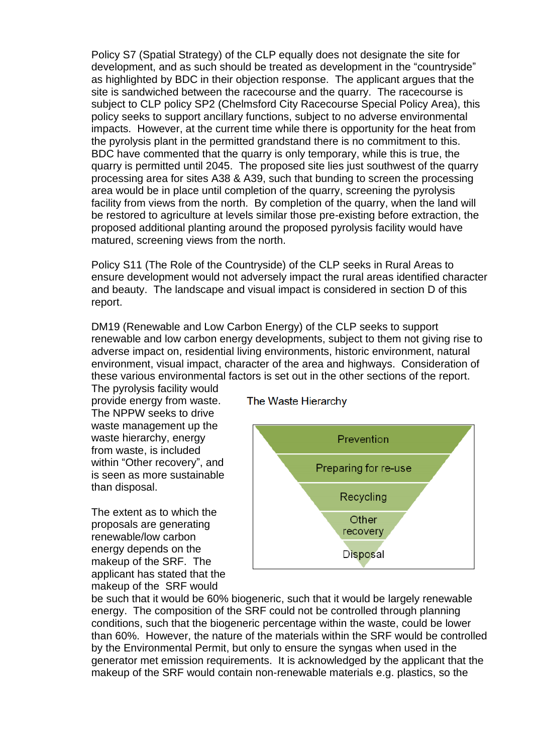Policy S7 (Spatial Strategy) of the CLP equally does not designate the site for development, and as such should be treated as development in the "countryside" as highlighted by BDC in their objection response. The applicant argues that the site is sandwiched between the racecourse and the quarry. The racecourse is subject to CLP policy SP2 (Chelmsford City Racecourse Special Policy Area), this policy seeks to support ancillary functions, subject to no adverse environmental impacts. However, at the current time while there is opportunity for the heat from the pyrolysis plant in the permitted grandstand there is no commitment to this. BDC have commented that the quarry is only temporary, while this is true, the quarry is permitted until 2045. The proposed site lies just southwest of the quarry processing area for sites A38 & A39, such that bunding to screen the processing area would be in place until completion of the quarry, screening the pyrolysis facility from views from the north. By completion of the quarry, when the land will be restored to agriculture at levels similar those pre-existing before extraction, the proposed additional planting around the proposed pyrolysis facility would have matured, screening views from the north.

Policy S11 (The Role of the Countryside) of the CLP seeks in Rural Areas to ensure development would not adversely impact the rural areas identified character and beauty. The landscape and visual impact is considered in section D of this report.

DM19 (Renewable and Low Carbon Energy) of the CLP seeks to support renewable and low carbon energy developments, subject to them not giving rise to adverse impact on, residential living environments, historic environment, natural environment, visual impact, character of the area and highways. Consideration of these various environmental factors is set out in the other sections of the report.

The pyrolysis facility would provide energy from waste. The NPPW seeks to drive waste management up the waste hierarchy, energy from waste, is included within "Other recovery", and is seen as more sustainable than disposal.

The Waste Hierarchy

- Prevention
- Preparing for re-use
- Recycling
- Other recovery
- Disposal

The extent as to which the proposals are generating renewable/low carbon energy depends on the makeup of the SRF. The applicant has stated that the makeup of the SRF would be such that it would be 60% biogeneric, such that it would be largely renewable energy. The composition of the SRF could not be controlled through planning conditions, such that the biogeneric percentage within the waste, could be lower than 60%. However, the nature of the materials within the SRF would be controlled by the Environmental Permit, but only to ensure the syngas when used in the generator met emission requirements. It is acknowledged by the applicant that the makeup of the SRF would contain non-renewable materials e.g. plastics, so the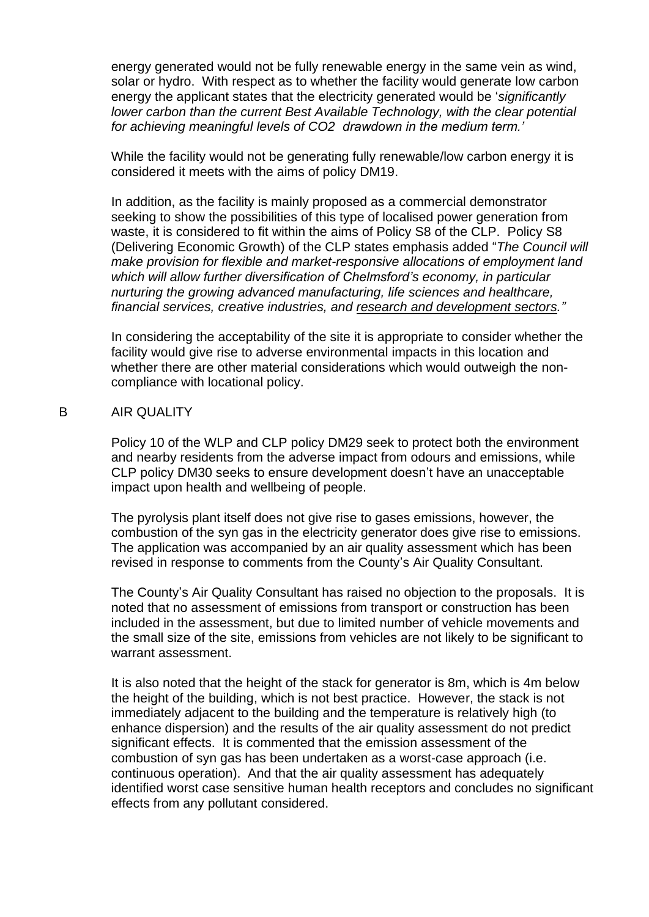energy generated would not be fully renewable energy in the same vein as wind, solar or hydro. With respect as to whether the facility would generate low carbon energy the applicant states that the electricity generated would be '*significantly lower carbon than the current Best Available Technology, with the clear potential for achieving meaningful levels of CO2 drawdown in the medium term.*'

While the facility would not be generating fully renewable/low carbon energy it is considered it meets with the aims of policy DM19.

In addition, as the facility is mainly proposed as a commercial demonstrator seeking to show the possibilities of this type of localised power generation from waste, it is considered to fit within the aims of Policy S8 of the CLP. Policy S8 (Delivering Economic Growth) of the CLP states emphasis added "*The Council will make provision for flexible and market-responsive allocations of employment land which will allow further diversification of Chelmsford's economy, in particular nurturing the growing advanced manufacturing, life sciences and healthcare, financial services, creative industries, and <u>research and development sectors</u>.*"

In considering the acceptability of the site it is appropriate to consider whether the facility would give rise to adverse environmental impacts in this location and whether there are other material considerations which would outweigh the non-compliance with locational policy.

## B AIR QUALITY

Policy 10 of the WLP and CLP policy DM29 seek to protect both the environment and nearby residents from the adverse impact from odours and emissions, while CLP policy DM30 seeks to ensure development doesn't have an unacceptable impact upon health and wellbeing of people.

The pyrolysis plant itself does not give rise to gases emissions, however, the combustion of the syn gas in the electricity generator does give rise to emissions. The application was accompanied by an air quality assessment which has been revised in response to comments from the County's Air Quality Consultant.

The County's Air Quality Consultant has raised no objection to the proposals. It is noted that no assessment of emissions from transport or construction has been included in the assessment, but due to limited number of vehicle movements and the small size of the site, emissions from vehicles are not likely to be significant to warrant assessment.

It is also noted that the height of the stack for generator is 8m, which is 4m below the height of the building, which is not best practice. However, the stack is not immediately adjacent to the building and the temperature is relatively high (to enhance dispersion) and the results of the air quality assessment do not predict significant effects. It is commented that the emission assessment of the combustion of syn gas has been undertaken as a worst-case approach (i.e. continuous operation). And that the air quality assessment has adequately identified worst case sensitive human health receptors and concludes no significant effects from any pollutant considered.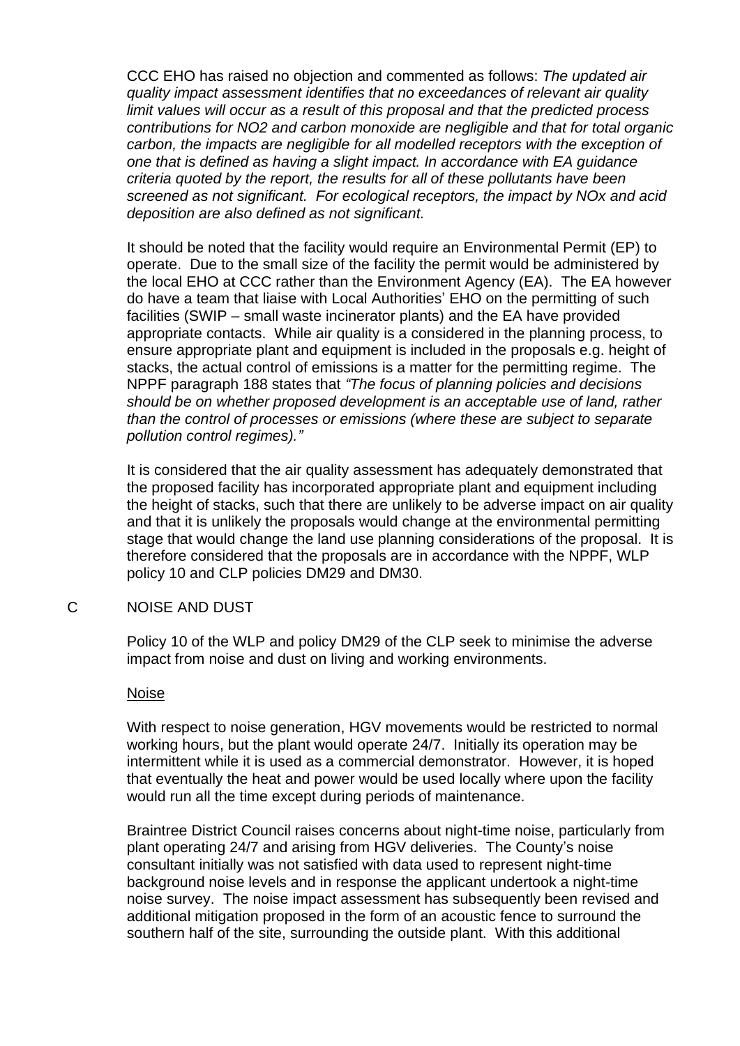CCC EHO has raised no objection and commented as follows: *The updated air quality impact assessment identifies that no exceedances of relevant air quality limit values will occur as a result of this proposal and that the predicted process contributions for NO2 and carbon monoxide are negligible and that for total organic carbon, the impacts are negligible for all modelled receptors with the exception of one that is defined as having a slight impact. In accordance with EA guidance criteria quoted by the report, the results for all of these pollutants have been screened as not significant. For ecological receptors, the impact by NOx and acid deposition are also defined as not significant.*

It should be noted that the facility would require an Environmental Permit (EP) to operate. Due to the small size of the facility the permit would be administered by the local EHO at CCC rather than the Environment Agency (EA). The EA however do have a team that liaise with Local Authorities' EHO on the permitting of such facilities (SWIP – small waste incinerator plants) and the EA have provided appropriate contacts. While air quality is a considered in the planning process, to ensure appropriate plant and equipment is included in the proposals e.g. height of stacks, the actual control of emissions is a matter for the permitting regime. The NPPF paragraph 188 states that *"The focus of planning policies and decisions should be on whether proposed development is an acceptable use of land, rather than the control of processes or emissions (where these are subject to separate pollution control regimes)."*

It is considered that the air quality assessment has adequately demonstrated that the proposed facility has incorporated appropriate plant and equipment including the height of stacks, such that there are unlikely to be adverse impact on air quality and that it is unlikely the proposals would change at the environmental permitting stage that would change the land use planning considerations of the proposal. It is therefore considered that the proposals are in accordance with the NPPF, WLP policy 10 and CLP policies DM29 and DM30.

## C NOISE AND DUST

Policy 10 of the WLP and policy DM29 of the CLP seek to minimise the adverse impact from noise and dust on living and working environments.

### Noise

With respect to noise generation, HGV movements would be restricted to normal working hours, but the plant would operate 24/7. Initially its operation may be intermittent while it is used as a commercial demonstrator. However, it is hoped that eventually the heat and power would be used locally where upon the facility would run all the time except during periods of maintenance.

Braintree District Council raises concerns about night-time noise, particularly from plant operating 24/7 and arising from HGV deliveries. The County's noise consultant initially was not satisfied with data used to represent night-time background noise levels and in response the applicant undertook a night-time noise survey. The noise impact assessment has subsequently been revised and additional mitigation proposed in the form of an acoustic fence to surround the southern half of the site, surrounding the outside plant. With this additional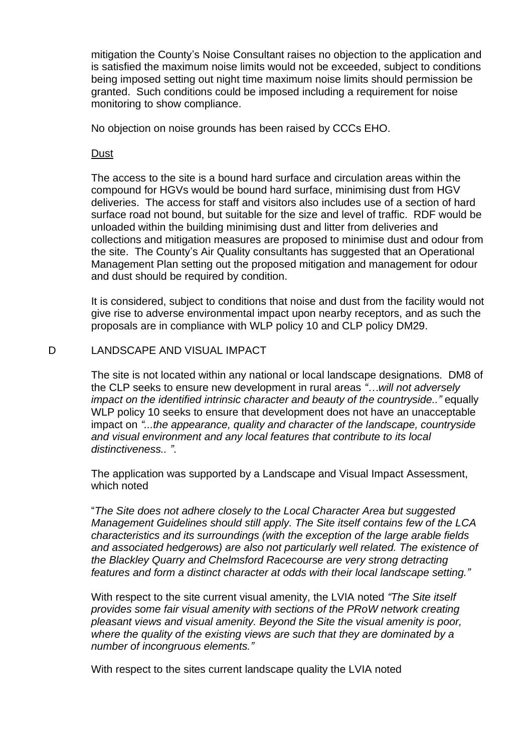mitigation the County's Noise Consultant raises no objection to the application and is satisfied the maximum noise limits would not be exceeded, subject to conditions being imposed setting out night time maximum noise limits should permission be granted. Such conditions could be imposed including a requirement for noise monitoring to show compliance.

No objection on noise grounds has been raised by CCCs EHO.

Dust

The access to the site is a bound hard surface and circulation areas within the compound for HGVs would be bound hard surface, minimising dust from HGV deliveries. The access for staff and visitors also includes use of a section of hard surface road not bound, but suitable for the size and level of traffic. RDF would be unloaded within the building minimising dust and litter from deliveries and collections and mitigation measures are proposed to minimise dust and odour from the site. The County's Air Quality consultants has suggested that an Operational Management Plan setting out the proposed mitigation and management for odour and dust should be required by condition.

It is considered, subject to conditions that noise and dust from the facility would not give rise to adverse environmental impact upon nearby receptors, and as such the proposals are in compliance with WLP policy 10 and CLP policy DM29.

## D LANDSCAPE AND VISUAL IMPACT

The site is not located within any national or local landscape designations. DM8 of the CLP seeks to ensure new development in rural areas *"…will not adversely impact on the identified intrinsic character and beauty of the countryside.."* equally WLP policy 10 seeks to ensure that development does not have an unacceptable impact on *"...the appearance, quality and character of the landscape, countryside and visual environment and any local features that contribute to its local distinctiveness.. "*.

The application was supported by a Landscape and Visual Impact Assessment, which noted

"*The Site does not adhere closely to the Local Character Area but suggested Management Guidelines should still apply. The Site itself contains few of the LCA characteristics and its surroundings (with the exception of the large arable fields and associated hedgerows) are also not particularly well related. The existence of the Blackley Quarry and Chelmsford Racecourse are very strong detracting features and form a distinct character at odds with their local landscape setting."*

With respect to the site current visual amenity, the LVIA noted *"The Site itself provides some fair visual amenity with sections of the PRoW network creating pleasant views and visual amenity. Beyond the Site the visual amenity is poor, where the quality of the existing views are such that they are dominated by a number of incongruous elements."*

With respect to the sites current landscape quality the LVIA noted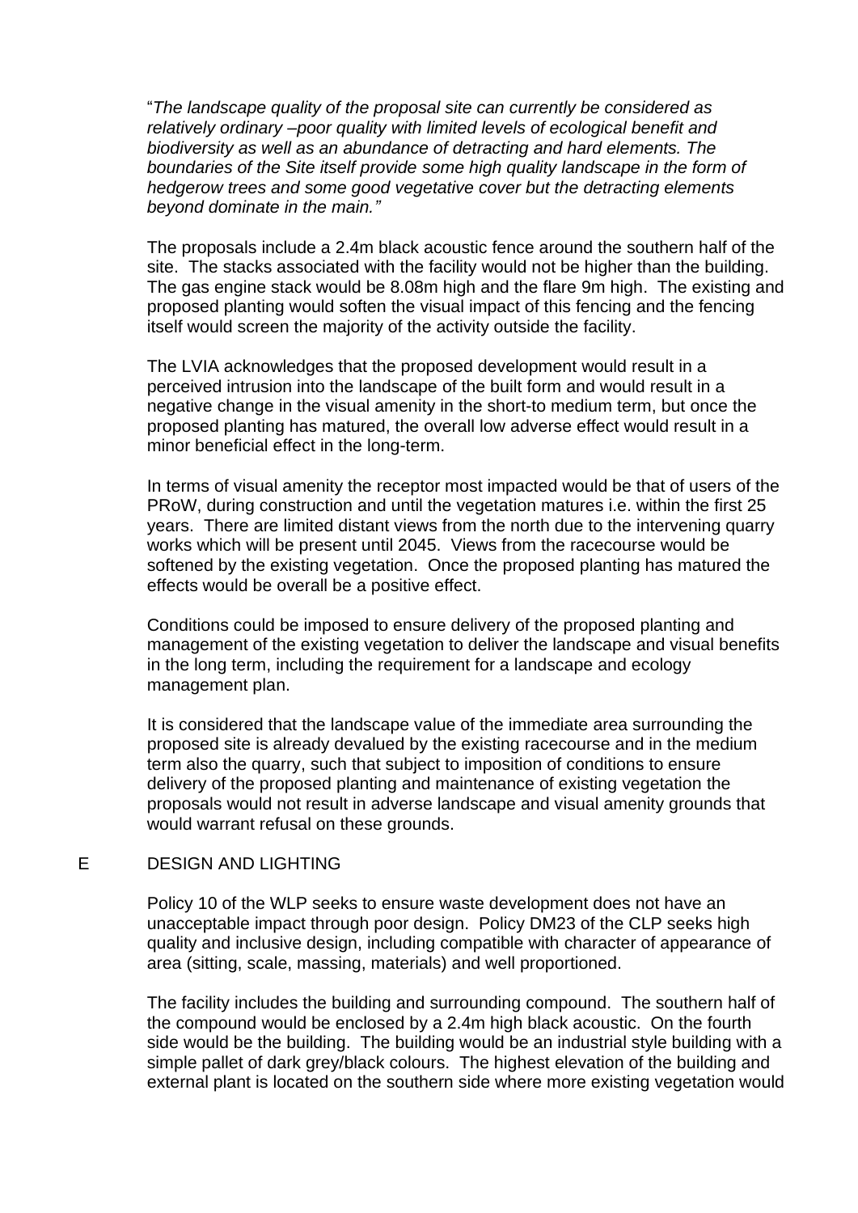"*The landscape quality of the proposal site can currently be considered as relatively ordinary –poor quality with limited levels of ecological benefit and biodiversity as well as an abundance of detracting and hard elements. The boundaries of the Site itself provide some high quality landscape in the form of hedgerow trees and some good vegetative cover but the detracting elements beyond dominate in the main."*

The proposals include a 2.4m black acoustic fence around the southern half of the site. The stacks associated with the facility would not be higher than the building. The gas engine stack would be 8.08m high and the flare 9m high. The existing and proposed planting would soften the visual impact of this fencing and the fencing itself would screen the majority of the activity outside the facility.

The LVIA acknowledges that the proposed development would result in a perceived intrusion into the landscape of the built form and would result in a negative change in the visual amenity in the short-to medium term, but once the proposed planting has matured, the overall low adverse effect would result in a minor beneficial effect in the long-term.

In terms of visual amenity the receptor most impacted would be that of users of the PRoW, during construction and until the vegetation matures i.e. within the first 25 years. There are limited distant views from the north due to the intervening quarry works which will be present until 2045. Views from the racecourse would be softened by the existing vegetation. Once the proposed planting has matured the effects would be overall be a positive effect.

Conditions could be imposed to ensure delivery of the proposed planting and management of the existing vegetation to deliver the landscape and visual benefits in the long term, including the requirement for a landscape and ecology management plan.

It is considered that the landscape value of the immediate area surrounding the proposed site is already devalued by the existing racecourse and in the medium term also the quarry, such that subject to imposition of conditions to ensure delivery of the proposed planting and maintenance of existing vegetation the proposals would not result in adverse landscape and visual amenity grounds that would warrant refusal on these grounds.

## E DESIGN AND LIGHTING

Policy 10 of the WLP seeks to ensure waste development does not have an unacceptable impact through poor design. Policy DM23 of the CLP seeks high quality and inclusive design, including compatible with character of appearance of area (sitting, scale, massing, materials) and well proportioned.

The facility includes the building and surrounding compound. The southern half of the compound would be enclosed by a 2.4m high black acoustic. On the fourth side would be the building. The building would be an industrial style building with a simple pallet of dark grey/black colours. The highest elevation of the building and external plant is located on the southern side where more existing vegetation would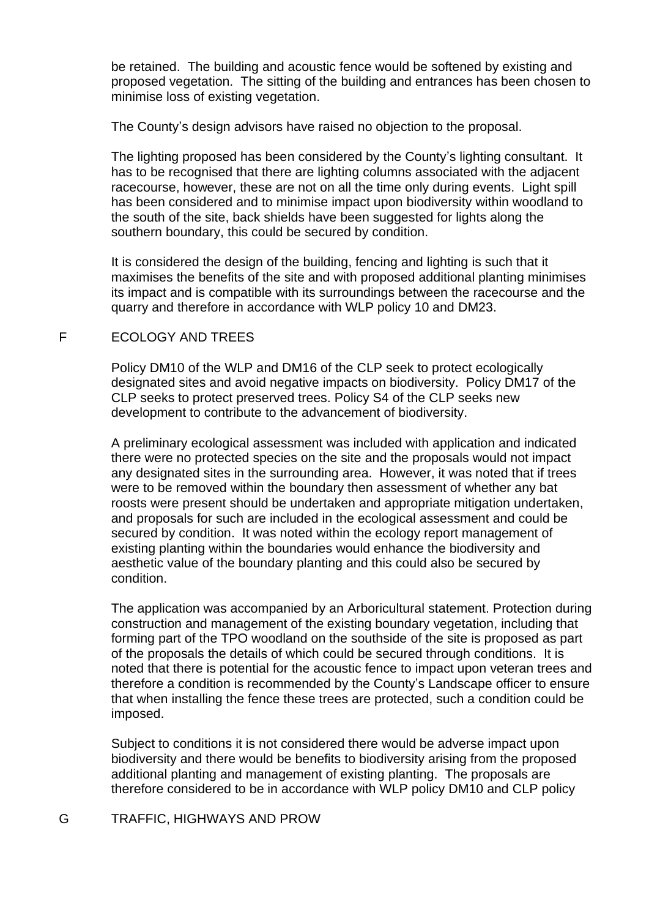be retained. The building and acoustic fence would be softened by existing and proposed vegetation. The sitting of the building and entrances has been chosen to minimise loss of existing vegetation.

The County's design advisors have raised no objection to the proposal.

The lighting proposed has been considered by the County's lighting consultant. It has to be recognised that there are lighting columns associated with the adjacent racecourse, however, these are not on all the time only during events. Light spill has been considered and to minimise impact upon biodiversity within woodland to the south of the site, back shields have been suggested for lights along the southern boundary, this could be secured by condition.

It is considered the design of the building, fencing and lighting is such that it maximises the benefits of the site and with proposed additional planting minimises its impact and is compatible with its surroundings between the racecourse and the quarry and therefore in accordance with WLP policy 10 and DM23.

## F ECOLOGY AND TREES

Policy DM10 of the WLP and DM16 of the CLP seek to protect ecologically designated sites and avoid negative impacts on biodiversity. Policy DM17 of the CLP seeks to protect preserved trees. Policy S4 of the CLP seeks new development to contribute to the advancement of biodiversity.

A preliminary ecological assessment was included with application and indicated there were no protected species on the site and the proposals would not impact any designated sites in the surrounding area. However, it was noted that if trees were to be removed within the boundary then assessment of whether any bat roosts were present should be undertaken and appropriate mitigation undertaken, and proposals for such are included in the ecological assessment and could be secured by condition. It was noted within the ecology report management of existing planting within the boundaries would enhance the biodiversity and aesthetic value of the boundary planting and this could also be secured by condition.

The application was accompanied by an Arboricultural statement. Protection during construction and management of the existing boundary vegetation, including that forming part of the TPO woodland on the southside of the site is proposed as part of the proposals the details of which could be secured through conditions. It is noted that there is potential for the acoustic fence to impact upon veteran trees and therefore a condition is recommended by the County's Landscape officer to ensure that when installing the fence these trees are protected, such a condition could be imposed.

Subject to conditions it is not considered there would be adverse impact upon biodiversity and there would be benefits to biodiversity arising from the proposed additional planting and management of existing planting. The proposals are therefore considered to be in accordance with WLP policy DM10 and CLP policy

## G TRAFFIC, HIGHWAYS AND PROW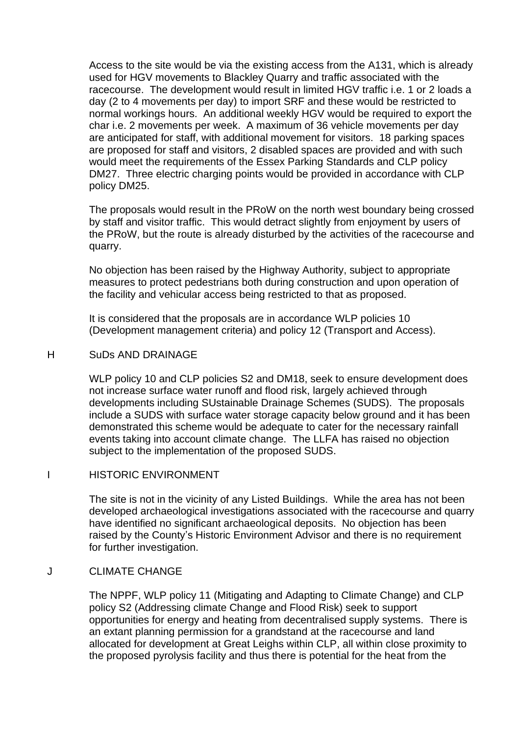Access to the site would be via the existing access from the A131, which is already used for HGV movements to Blackley Quarry and traffic associated with the racecourse. The development would result in limited HGV traffic i.e. 1 or 2 loads a day (2 to 4 movements per day) to import SRF and these would be restricted to normal workings hours. An additional weekly HGV would be required to export the char i.e. 2 movements per week. A maximum of 36 vehicle movements per day are anticipated for staff, with additional movement for visitors. 18 parking spaces are proposed for staff and visitors, 2 disabled spaces are provided and with such would meet the requirements of the Essex Parking Standards and CLP policy DM27. Three electric charging points would be provided in accordance with CLP policy DM25.

The proposals would result in the PRoW on the north west boundary being crossed by staff and visitor traffic. This would detract slightly from enjoyment by users of the PRoW, but the route is already disturbed by the activities of the racecourse and quarry.

No objection has been raised by the Highway Authority, subject to appropriate measures to protect pedestrians both during construction and upon operation of the facility and vehicular access being restricted to that as proposed.

It is considered that the proposals are in accordance WLP policies 10 (Development management criteria) and policy 12 (Transport and Access).

## H SuDs AND DRAINAGE

WLP policy 10 and CLP policies S2 and DM18, seek to ensure development does not increase surface water runoff and flood risk, largely achieved through developments including SUstainable Drainage Schemes (SUDS). The proposals include a SUDS with surface water storage capacity below ground and it has been demonstrated this scheme would be adequate to cater for the necessary rainfall events taking into account climate change. The LLFA has raised no objection subject to the implementation of the proposed SUDS.

## I HISTORIC ENVIRONMENT

The site is not in the vicinity of any Listed Buildings. While the area has not been developed archaeological investigations associated with the racecourse and quarry have identified no significant archaeological deposits. No objection has been raised by the County's Historic Environment Advisor and there is no requirement for further investigation.

## J CLIMATE CHANGE

The NPPF, WLP policy 11 (Mitigating and Adapting to Climate Change) and CLP policy S2 (Addressing climate Change and Flood Risk) seek to support opportunities for energy and heating from decentralised supply systems. There is an extant planning permission for a grandstand at the racecourse and land allocated for development at Great Leighs within CLP, all within close proximity to the proposed pyrolysis facility and thus there is potential for the heat from the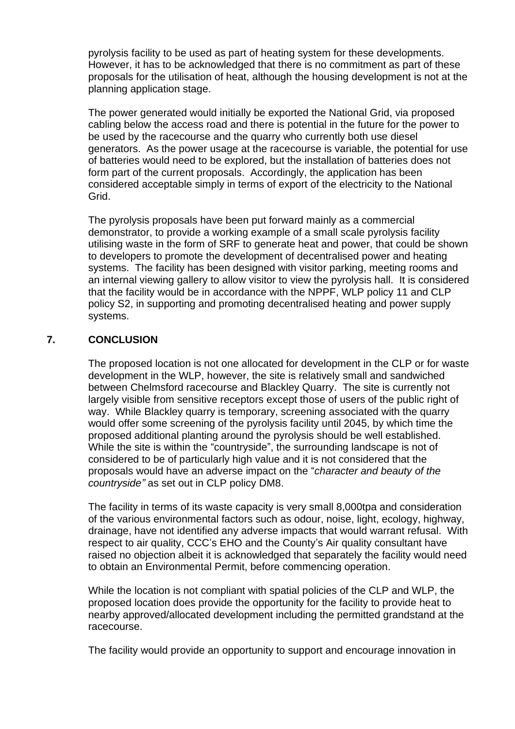pyrolysis facility to be used as part of heating system for these developments. However, it has to be acknowledged that there is no commitment as part of these proposals for the utilisation of heat, although the housing development is not at the planning application stage.

The power generated would initially be exported the National Grid, via proposed cabling below the access road and there is potential in the future for the power to be used by the racecourse and the quarry who currently both use diesel generators. As the power usage at the racecourse is variable, the potential for use of batteries would need to be explored, but the installation of batteries does not form part of the current proposals. Accordingly, the application has been considered acceptable simply in terms of export of the electricity to the National Grid.

The pyrolysis proposals have been put forward mainly as a commercial demonstrator, to provide a working example of a small scale pyrolysis facility utilising waste in the form of SRF to generate heat and power, that could be shown to developers to promote the development of decentralised power and heating systems. The facility has been designed with visitor parking, meeting rooms and an internal viewing gallery to allow visitor to view the pyrolysis hall. It is considered that the facility would be in accordance with the NPPF, WLP policy 11 and CLP policy S2, in supporting and promoting decentralised heating and power supply systems.

## 7. CONCLUSION

The proposed location is not one allocated for development in the CLP or for waste development in the WLP, however, the site is relatively small and sandwiched between Chelmsford racecourse and Blackley Quarry. The site is currently not largely visible from sensitive receptors except those of users of the public right of way. While Blackley quarry is temporary, screening associated with the quarry would offer some screening of the pyrolysis facility until 2045, by which time the proposed additional planting around the pyrolysis should be well established. While the site is within the "countryside", the surrounding landscape is not of considered to be of particularly high value and it is not considered that the proposals would have an adverse impact on the "*character and beauty of the countryside"* as set out in CLP policy DM8.

The facility in terms of its waste capacity is very small 8,000tpa and consideration of the various environmental factors such as odour, noise, light, ecology, highway, drainage, have not identified any adverse impacts that would warrant refusal. With respect to air quality, CCC's EHO and the County's Air quality consultant have raised no objection albeit it is acknowledged that separately the facility would need to obtain an Environmental Permit, before commencing operation.

While the location is not compliant with spatial policies of the CLP and WLP, the proposed location does provide the opportunity for the facility to provide heat to nearby approved/allocated development including the permitted grandstand at the racecourse.

The facility would provide an opportunity to support and encourage innovation in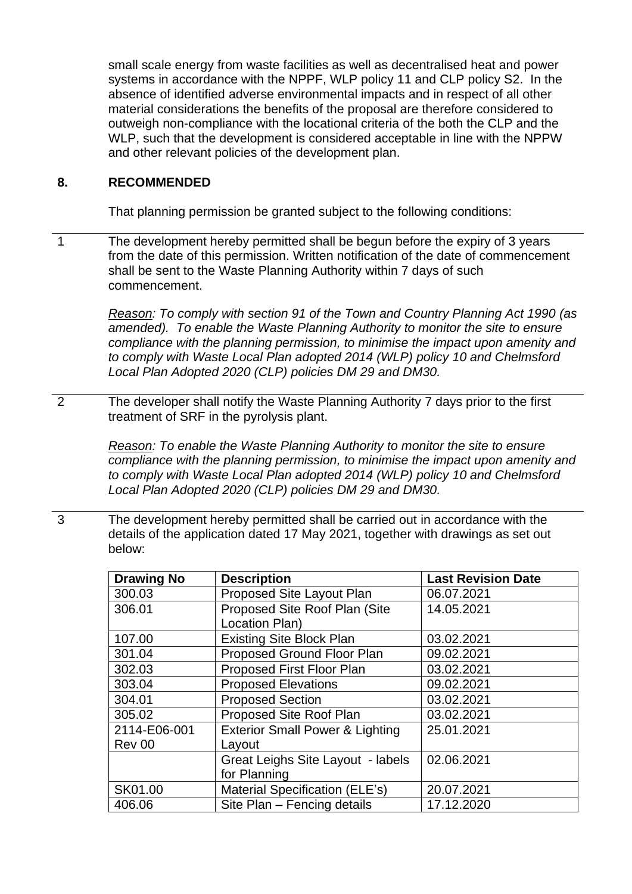small scale energy from waste facilities as well as decentralised heat and power systems in accordance with the NPPF, WLP policy 11 and CLP policy S2. In the absence of identified adverse environmental impacts and in respect of all other material considerations the benefits of the proposal are therefore considered to outweigh non-compliance with the locational criteria of the both the CLP and the WLP, such that the development is considered acceptable in line with the NPPW and other relevant policies of the development plan.

## 8. RECOMMENDED

That planning permission be granted subject to the following conditions:

1 The development hereby permitted shall be begun before the expiry of 3 years from the date of this permission. Written notification of the date of commencement shall be sent to the Waste Planning Authority within 7 days of such commencement.

*Reason: To comply with section 91 of the Town and Country Planning Act 1990 (as amended). To enable the Waste Planning Authority to monitor the site to ensure compliance with the planning permission, to minimise the impact upon amenity and to comply with Waste Local Plan adopted 2014 (WLP) policy 10 and Chelmsford Local Plan Adopted 2020 (CLP) policies DM 29 and DM30.*

2 The developer shall notify the Waste Planning Authority 7 days prior to the first treatment of SRF in the pyrolysis plant.

*Reason: To enable the Waste Planning Authority to monitor the site to ensure compliance with the planning permission, to minimise the impact upon amenity and to comply with Waste Local Plan adopted 2014 (WLP) policy 10 and Chelmsford Local Plan Adopted 2020 (CLP) policies DM 29 and DM30.*

3 The development hereby permitted shall be carried out in accordance with the details of the application dated 17 May 2021, together with drawings as set out below:

| Drawing No | Description | Last Revision Date |
|---|---|---|
| 300.03 | Proposed Site Layout Plan | 06.07.2021 |
| 306.01 | Proposed Site Roof Plan (Site Location Plan) | 14.05.2021 |
| 107.00 | Existing Site Block Plan | 03.02.2021 |
| 301.04 | Proposed Ground Floor Plan | 09.02.2021 |
| 302.03 | Proposed First Floor Plan | 03.02.2021 |
| 303.04 | Proposed Elevations | 09.02.2021 |
| 304.01 | Proposed Section | 03.02.2021 |
| 305.02 | Proposed Site Roof Plan | 03.02.2021 |
| 2114-E06-001 Rev 00 | Exterior Small Power & Lighting Layout | 25.01.2021 |
| | Great Leighs Site Layout - labels for Planning | 02.06.2021 |
| SK01.00 | Material Specification (ELE's) | 20.07.2021 |
| 406.06 | Site Plan – Fencing details | 17.12.2020 |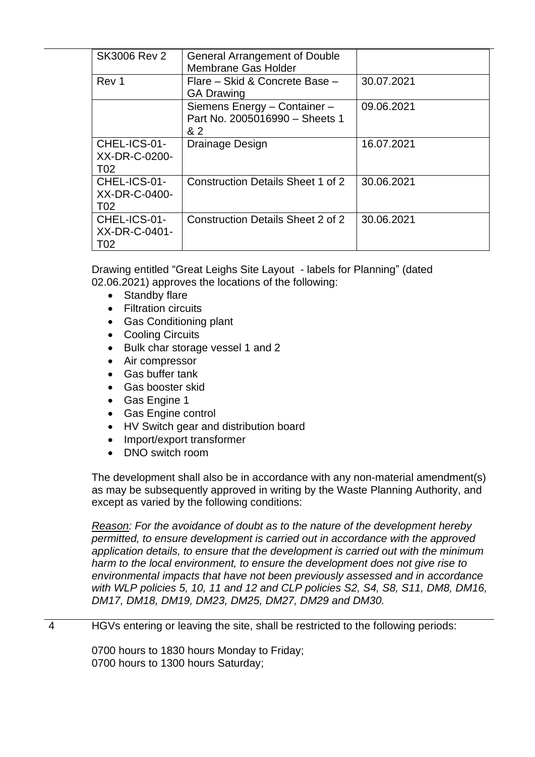| SK3006 Rev 2 | General Arrangement of Double Membrane Gas Holder | |
|---|---|---|
| Rev 1 | Flare – Skid & Concrete Base – GA Drawing | 30.07.2021 |
| | Siemens Energy – Container – Part No. 2005016990 – Sheets 1 & 2 | 09.06.2021 |
| CHEL-ICS-01-XX-DR-C-0200-T02 | Drainage Design | 16.07.2021 |
| CHEL-ICS-01-XX-DR-C-0400-T02 | Construction Details Sheet 1 of 2 | 30.06.2021 |
| CHEL-ICS-01-XX-DR-C-0401-T02 | Construction Details Sheet 2 of 2 | 30.06.2021 |

Drawing entitled "Great Leighs Site Layout - labels for Planning" (dated 02.06.2021) approves the locations of the following:

- Standby flare
- Filtration circuits
- Gas Conditioning plant
- Cooling Circuits
- Bulk char storage vessel 1 and 2
- Air compressor
- Gas buffer tank
- Gas booster skid
- Gas Engine 1
- Gas Engine control
- HV Switch gear and distribution board
- Import/export transformer
- DNO switch room

The development shall also be in accordance with any non-material amendment(s) as may be subsequently approved in writing by the Waste Planning Authority, and except as varied by the following conditions:

*Reason: For the avoidance of doubt as to the nature of the development hereby permitted, to ensure development is carried out in accordance with the approved application details, to ensure that the development is carried out with the minimum harm to the local environment, to ensure the development does not give rise to environmental impacts that have not been previously assessed and in accordance with WLP policies 5, 10, 11 and 12 and CLP policies S2, S4, S8, S11, DM8, DM16, DM17, DM18, DM19, DM23, DM25, DM27, DM29 and DM30.*

4 HGVs entering or leaving the site, shall be restricted to the following periods:

0700 hours to 1830 hours Monday to Friday;
0700 hours to 1300 hours Saturday;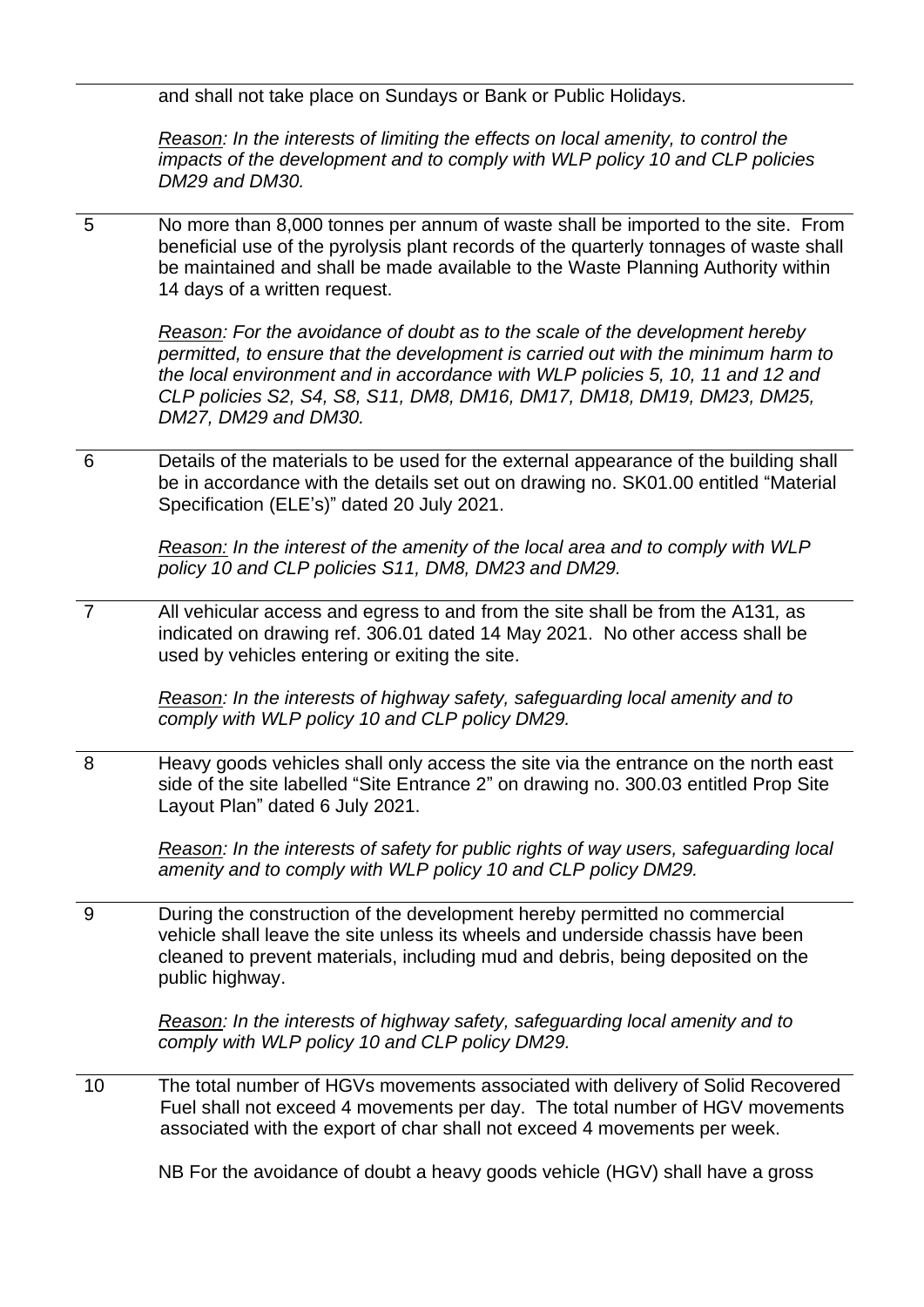and shall not take place on Sundays or Bank or Public Holidays.

*Reason: In the interests of limiting the effects on local amenity, to control the impacts of the development and to comply with WLP policy 10 and CLP policies DM29 and DM30.*

5 No more than 8,000 tonnes per annum of waste shall be imported to the site. From beneficial use of the pyrolysis plant records of the quarterly tonnages of waste shall be maintained and shall be made available to the Waste Planning Authority within 14 days of a written request.

*Reason: For the avoidance of doubt as to the scale of the development hereby permitted, to ensure that the development is carried out with the minimum harm to the local environment and in accordance with WLP policies 5, 10, 11 and 12 and CLP policies S2, S4, S8, S11, DM8, DM16, DM17, DM18, DM19, DM23, DM25, DM27, DM29 and DM30.*

6 Details of the materials to be used for the external appearance of the building shall be in accordance with the details set out on drawing no. SK01.00 entitled "Material Specification (ELE's)" dated 20 July 2021.

*Reason: In the interest of the amenity of the local area and to comply with WLP policy 10 and CLP policies S11, DM8, DM23 and DM29.*

7 All vehicular access and egress to and from the site shall be from the A131, as indicated on drawing ref. 306.01 dated 14 May 2021. No other access shall be used by vehicles entering or exiting the site.

*Reason: In the interests of highway safety, safeguarding local amenity and to comply with WLP policy 10 and CLP policy DM29.*

8 Heavy goods vehicles shall only access the site via the entrance on the north east side of the site labelled "Site Entrance 2" on drawing no. 300.03 entitled Prop Site Layout Plan" dated 6 July 2021.

*Reason: In the interests of safety for public rights of way users, safeguarding local amenity and to comply with WLP policy 10 and CLP policy DM29.*

9 During the construction of the development hereby permitted no commercial vehicle shall leave the site unless its wheels and underside chassis have been cleaned to prevent materials, including mud and debris, being deposited on the public highway.

*Reason: In the interests of highway safety, safeguarding local amenity and to comply with WLP policy 10 and CLP policy DM29.*

10 The total number of HGVs movements associated with delivery of Solid Recovered Fuel shall not exceed 4 movements per day. The total number of HGV movements associated with the export of char shall not exceed 4 movements per week.

NB For the avoidance of doubt a heavy goods vehicle (HGV) shall have a gross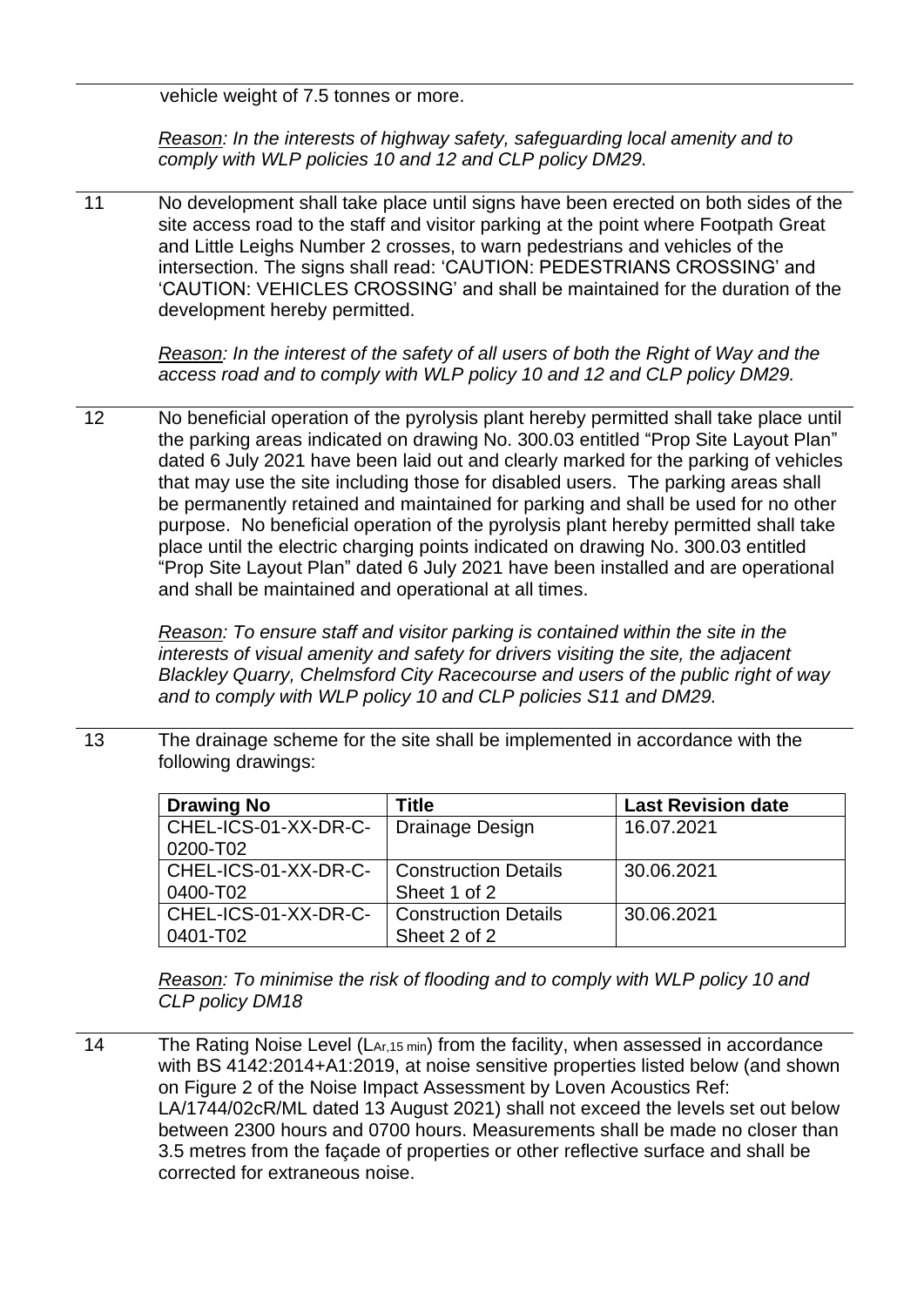vehicle weight of 7.5 tonnes or more.

*Reason: In the interests of highway safety, safeguarding local amenity and to comply with WLP policies 10 and 12 and CLP policy DM29.*

11 No development shall take place until signs have been erected on both sides of the site access road to the staff and visitor parking at the point where Footpath Great and Little Leighs Number 2 crosses, to warn pedestrians and vehicles of the intersection. The signs shall read: 'CAUTION: PEDESTRIANS CROSSING' and 'CAUTION: VEHICLES CROSSING' and shall be maintained for the duration of the development hereby permitted.

*Reason: In the interest of the safety of all users of both the Right of Way and the access road and to comply with WLP policy 10 and 12 and CLP policy DM29.*

12 No beneficial operation of the pyrolysis plant hereby permitted shall take place until the parking areas indicated on drawing No. 300.03 entitled "Prop Site Layout Plan" dated 6 July 2021 have been laid out and clearly marked for the parking of vehicles that may use the site including those for disabled users. The parking areas shall be permanently retained and maintained for parking and shall be used for no other purpose. No beneficial operation of the pyrolysis plant hereby permitted shall take place until the electric charging points indicated on drawing No. 300.03 entitled "Prop Site Layout Plan" dated 6 July 2021 have been installed and are operational and shall be maintained and operational at all times.

*Reason: To ensure staff and visitor parking is contained within the site in the interests of visual amenity and safety for drivers visiting the site, the adjacent Blackley Quarry, Chelmsford City Racecourse and users of the public right of way and to comply with WLP policy 10 and CLP policies S11 and DM29.*

13 The drainage scheme for the site shall be implemented in accordance with the following drawings:

| Drawing No | Title | Last Revision date |
|---|---|---|
| CHEL-ICS-01-XX-DR-C-0200-T02 | Drainage Design | 16.07.2021 |
| CHEL-ICS-01-XX-DR-C-0400-T02 | Construction Details Sheet 1 of 2 | 30.06.2021 |
| CHEL-ICS-01-XX-DR-C-0401-T02 | Construction Details Sheet 2 of 2 | 30.06.2021 |

*Reason: To minimise the risk of flooding and to comply with WLP policy 10 and CLP policy DM18*

14 The Rating Noise Level ($L_{Ar,15\,min}$) from the facility, when assessed in accordance with BS 4142:2014+A1:2019, at noise sensitive properties listed below (and shown on Figure 2 of the Noise Impact Assessment by Loven Acoustics Ref: LA/1744/02cR/ML dated 13 August 2021) shall not exceed the levels set out below between 2300 hours and 0700 hours. Measurements shall be made no closer than 3.5 metres from the façade of properties or other reflective surface and shall be corrected for extraneous noise.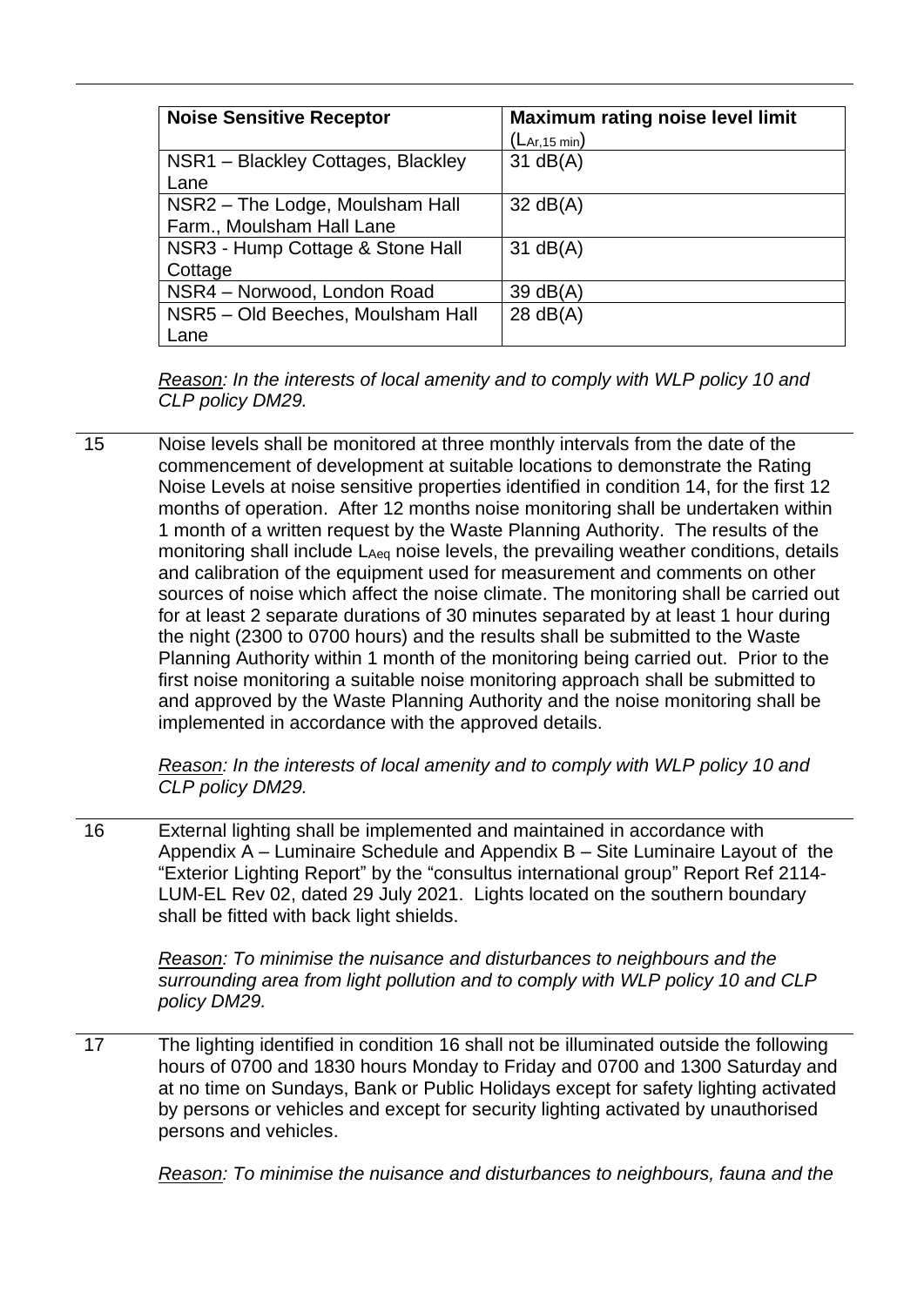| Noise Sensitive Receptor | Maximum rating noise level limit ($L_{Ar,15\ min}$) |
|---|---|
| NSR1 – Blackley Cottages, Blackley Lane | 31 dB(A) |
| NSR2 – The Lodge, Moulsham Hall Farm., Moulsham Hall Lane | 32 dB(A) |
| NSR3 - Hump Cottage & Stone Hall Cottage | 31 dB(A) |
| NSR4 – Norwood, London Road | 39 dB(A) |
| NSR5 – Old Beeches, Moulsham Hall Lane | 28 dB(A) |

*Reason: In the interests of local amenity and to comply with WLP policy 10 and CLP policy DM29.*

15 Noise levels shall be monitored at three monthly intervals from the date of the commencement of development at suitable locations to demonstrate the Rating Noise Levels at noise sensitive properties identified in condition 14, for the first 12 months of operation. After 12 months noise monitoring shall be undertaken within 1 month of a written request by the Waste Planning Authority. The results of the monitoring shall include $L_{Aeq}$ noise levels, the prevailing weather conditions, details and calibration of the equipment used for measurement and comments on other sources of noise which affect the noise climate. The monitoring shall be carried out for at least 2 separate durations of 30 minutes separated by at least 1 hour during the night (2300 to 0700 hours) and the results shall be submitted to the Waste Planning Authority within 1 month of the monitoring being carried out. Prior to the first noise monitoring a suitable noise monitoring approach shall be submitted to and approved by the Waste Planning Authority and the noise monitoring shall be implemented in accordance with the approved details.

*Reason: In the interests of local amenity and to comply with WLP policy 10 and CLP policy DM29.*

16 External lighting shall be implemented and maintained in accordance with Appendix A – Luminaire Schedule and Appendix B – Site Luminaire Layout of the "Exterior Lighting Report" by the "consultus international group" Report Ref 2114-LUM-EL Rev 02, dated 29 July 2021. Lights located on the southern boundary shall be fitted with back light shields.

*Reason: To minimise the nuisance and disturbances to neighbours and the surrounding area from light pollution and to comply with WLP policy 10 and CLP policy DM29.*

17 The lighting identified in condition 16 shall not be illuminated outside the following hours of 0700 and 1830 hours Monday to Friday and 0700 and 1300 Saturday and at no time on Sundays, Bank or Public Holidays except for safety lighting activated by persons or vehicles and except for security lighting activated by unauthorised persons and vehicles.

*Reason: To minimise the nuisance and disturbances to neighbours, fauna and the*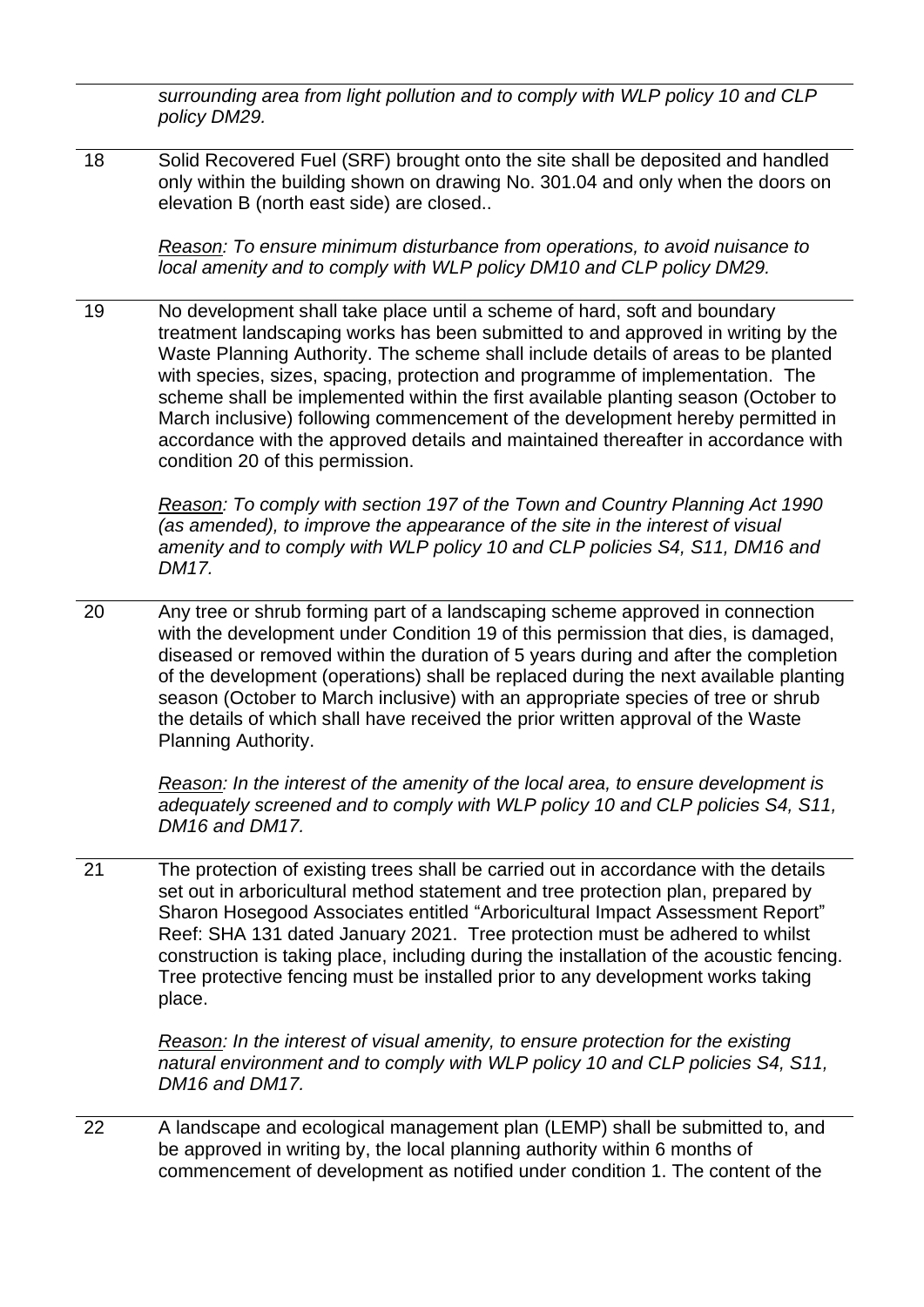*surrounding area from light pollution and to comply with WLP policy 10 and CLP policy DM29.*

18 Solid Recovered Fuel (SRF) brought onto the site shall be deposited and handled only within the building shown on drawing No. 301.04 and only when the doors on elevation B (north east side) are closed..

*Reason: To ensure minimum disturbance from operations, to avoid nuisance to local amenity and to comply with WLP policy DM10 and CLP policy DM29.*

19 No development shall take place until a scheme of hard, soft and boundary treatment landscaping works has been submitted to and approved in writing by the Waste Planning Authority. The scheme shall include details of areas to be planted with species, sizes, spacing, protection and programme of implementation. The scheme shall be implemented within the first available planting season (October to March inclusive) following commencement of the development hereby permitted in accordance with the approved details and maintained thereafter in accordance with condition 20 of this permission.

*Reason: To comply with section 197 of the Town and Country Planning Act 1990 (as amended), to improve the appearance of the site in the interest of visual amenity and to comply with WLP policy 10 and CLP policies S4, S11, DM16 and DM17.*

20 Any tree or shrub forming part of a landscaping scheme approved in connection with the development under Condition 19 of this permission that dies, is damaged, diseased or removed within the duration of 5 years during and after the completion of the development (operations) shall be replaced during the next available planting season (October to March inclusive) with an appropriate species of tree or shrub the details of which shall have received the prior written approval of the Waste Planning Authority.

*Reason: In the interest of the amenity of the local area, to ensure development is adequately screened and to comply with WLP policy 10 and CLP policies S4, S11, DM16 and DM17.*

21 The protection of existing trees shall be carried out in accordance with the details set out in arboricultural method statement and tree protection plan, prepared by Sharon Hosegood Associates entitled "Arboricultural Impact Assessment Report" Reef: SHA 131 dated January 2021. Tree protection must be adhered to whilst construction is taking place, including during the installation of the acoustic fencing. Tree protective fencing must be installed prior to any development works taking place.

*Reason: In the interest of visual amenity, to ensure protection for the existing natural environment and to comply with WLP policy 10 and CLP policies S4, S11, DM16 and DM17.*

22 A landscape and ecological management plan (LEMP) shall be submitted to, and be approved in writing by, the local planning authority within 6 months of commencement of development as notified under condition 1. The content of the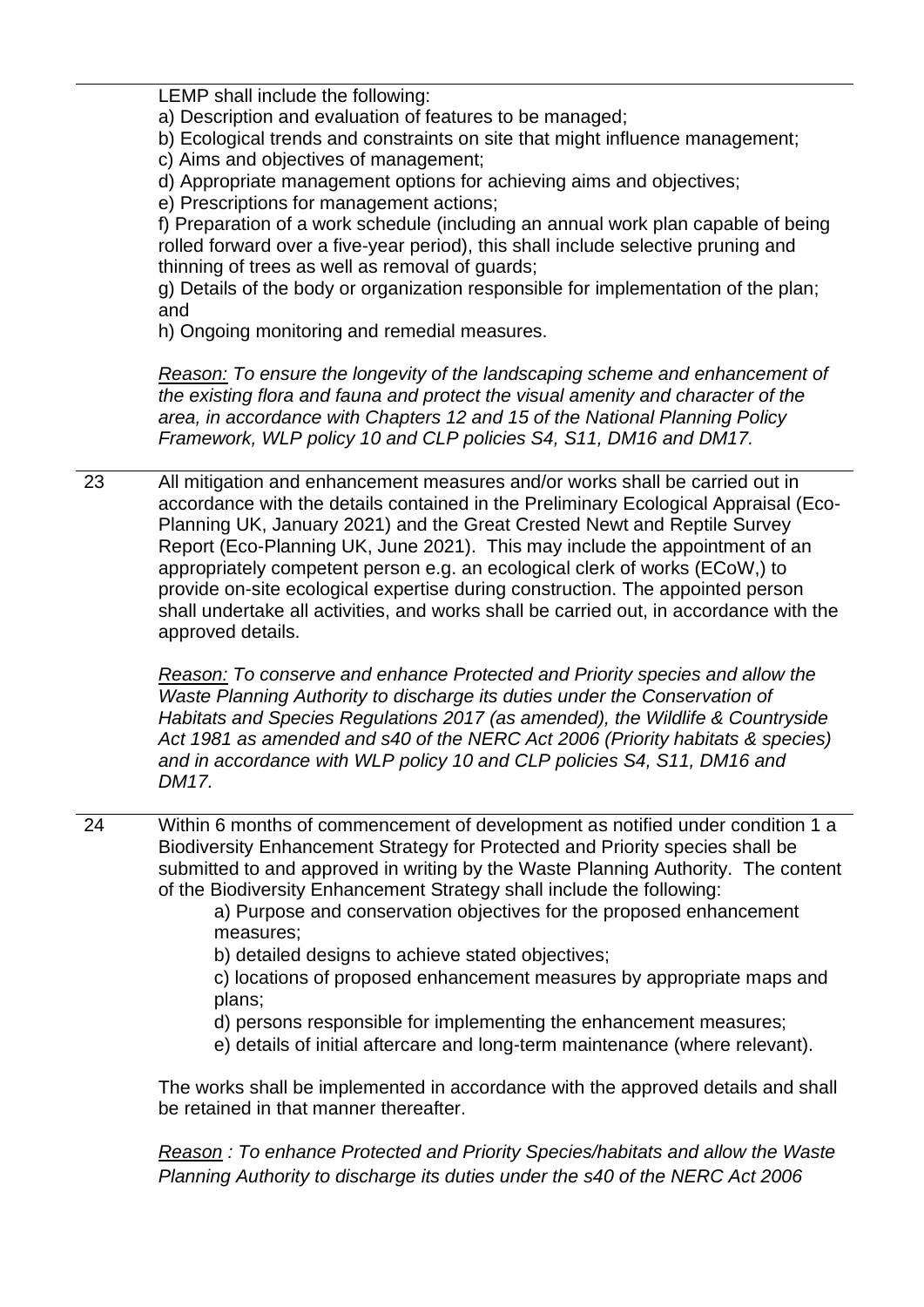LEMP shall include the following:

a) Description and evaluation of features to be managed;
b) Ecological trends and constraints on site that might influence management;
c) Aims and objectives of management;
d) Appropriate management options for achieving aims and objectives;
e) Prescriptions for management actions;
f) Preparation of a work schedule (including an annual work plan capable of being rolled forward over a five-year period), this shall include selective pruning and thinning of trees as well as removal of guards;
g) Details of the body or organization responsible for implementation of the plan; and
h) Ongoing monitoring and remedial measures.

*Reason: To ensure the longevity of the landscaping scheme and enhancement of the existing flora and fauna and protect the visual amenity and character of the area, in accordance with Chapters 12 and 15 of the National Planning Policy Framework, WLP policy 10 and CLP policies S4, S11, DM16 and DM17.*

23 All mitigation and enhancement measures and/or works shall be carried out in accordance with the details contained in the Preliminary Ecological Appraisal (Eco-Planning UK, January 2021) and the Great Crested Newt and Reptile Survey Report (Eco-Planning UK, June 2021). This may include the appointment of an appropriately competent person e.g. an ecological clerk of works (ECoW,) to provide on-site ecological expertise during construction. The appointed person shall undertake all activities, and works shall be carried out, in accordance with the approved details.

*Reason: To conserve and enhance Protected and Priority species and allow the Waste Planning Authority to discharge its duties under the Conservation of Habitats and Species Regulations 2017 (as amended), the Wildlife & Countryside Act 1981 as amended and s40 of the NERC Act 2006 (Priority habitats & species) and in accordance with WLP policy 10 and CLP policies S4, S11, DM16 and DM17.*

24 Within 6 months of commencement of development as notified under condition 1 a Biodiversity Enhancement Strategy for Protected and Priority species shall be submitted to and approved in writing by the Waste Planning Authority. The content of the Biodiversity Enhancement Strategy shall include the following:

a) Purpose and conservation objectives for the proposed enhancement measures;
b) detailed designs to achieve stated objectives;
c) locations of proposed enhancement measures by appropriate maps and plans;
d) persons responsible for implementing the enhancement measures;
e) details of initial aftercare and long-term maintenance (where relevant).

The works shall be implemented in accordance with the approved details and shall be retained in that manner thereafter.

*Reason : To enhance Protected and Priority Species/habitats and allow the Waste Planning Authority to discharge its duties under the s40 of the NERC Act 2006*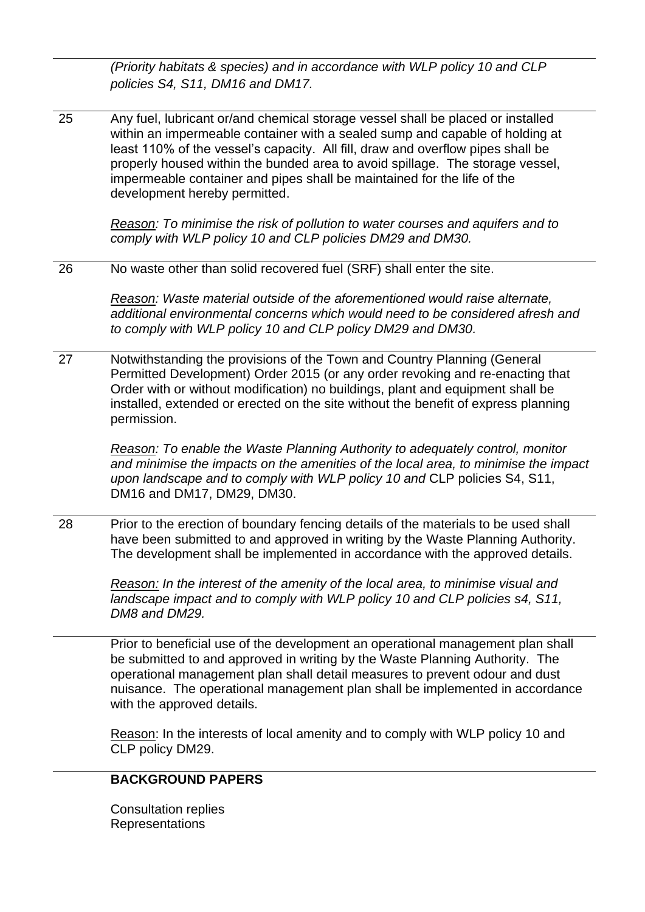*(Priority habitats & species) and in accordance with WLP policy 10 and CLP policies S4, S11, DM16 and DM17.*

25 Any fuel, lubricant or/and chemical storage vessel shall be placed or installed within an impermeable container with a sealed sump and capable of holding at least 110% of the vessel's capacity. All fill, draw and overflow pipes shall be properly housed within the bunded area to avoid spillage. The storage vessel, impermeable container and pipes shall be maintained for the life of the development hereby permitted.

*Reason: To minimise the risk of pollution to water courses and aquifers and to comply with WLP policy 10 and CLP policies DM29 and DM30.*

26 No waste other than solid recovered fuel (SRF) shall enter the site.

*Reason: Waste material outside of the aforementioned would raise alternate, additional environmental concerns which would need to be considered afresh and to comply with WLP policy 10 and CLP policy DM29 and DM30.*

27 Notwithstanding the provisions of the Town and Country Planning (General Permitted Development) Order 2015 (or any order revoking and re-enacting that Order with or without modification) no buildings, plant and equipment shall be installed, extended or erected on the site without the benefit of express planning permission.

*Reason: To enable the Waste Planning Authority to adequately control, monitor and minimise the impacts on the amenities of the local area, to minimise the impact upon landscape and to comply with WLP policy 10 and* CLP policies S4, S11, DM16 and DM17, DM29, DM30.

28 Prior to the erection of boundary fencing details of the materials to be used shall have been submitted to and approved in writing by the Waste Planning Authority. The development shall be implemented in accordance with the approved details.

*Reason: In the interest of the amenity of the local area, to minimise visual and landscape impact and to comply with WLP policy 10 and CLP policies s4, S11, DM8 and DM29.*

Prior to beneficial use of the development an operational management plan shall be submitted to and approved in writing by the Waste Planning Authority. The operational management plan shall detail measures to prevent odour and dust nuisance. The operational management plan shall be implemented in accordance with the approved details.

Reason: In the interests of local amenity and to comply with WLP policy 10 and CLP policy DM29.

## BACKGROUND PAPERS

Consultation replies
Representations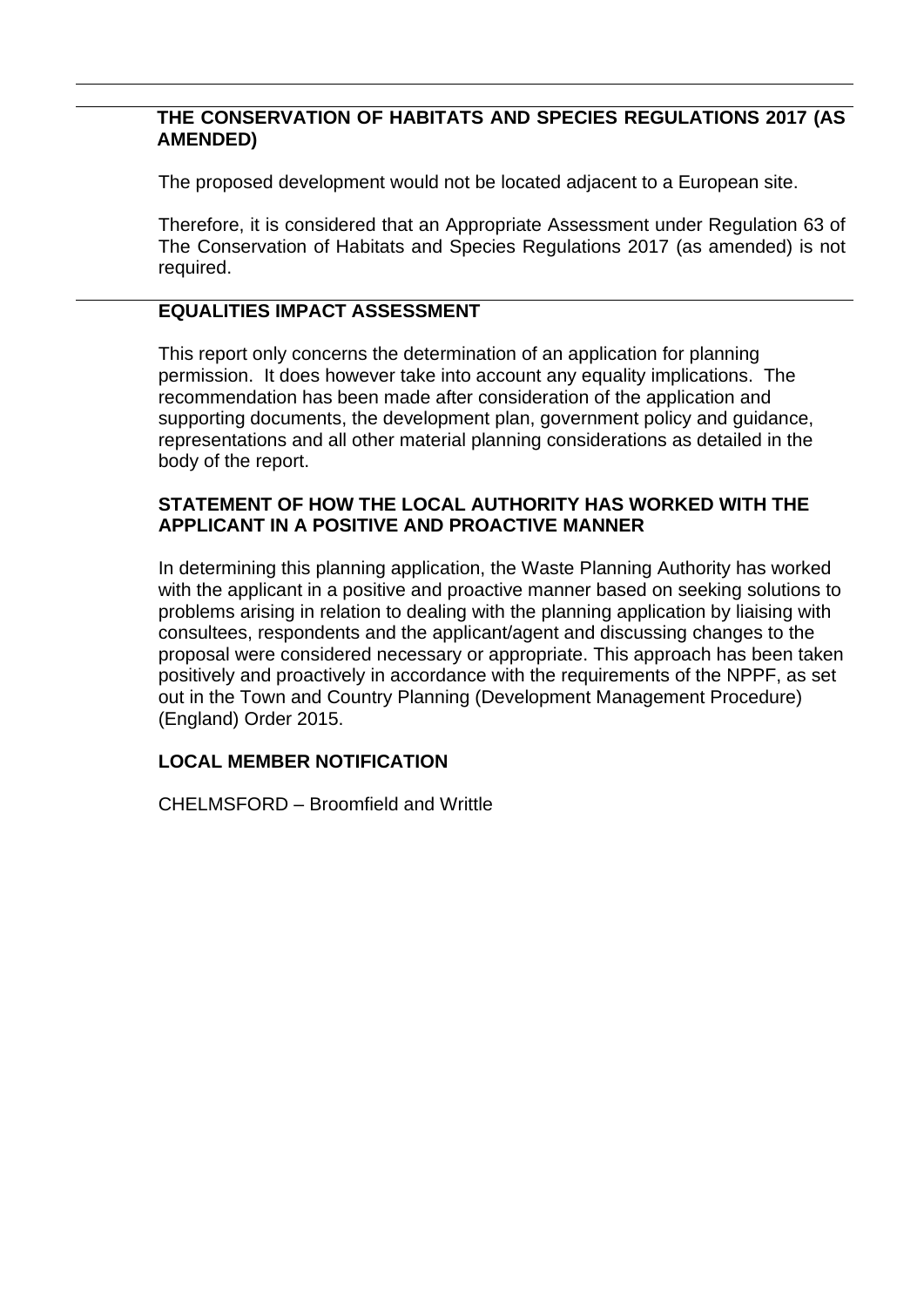## THE CONSERVATION OF HABITATS AND SPECIES REGULATIONS 2017 (AS AMENDED)

The proposed development would not be located adjacent to a European site.

Therefore, it is considered that an Appropriate Assessment under Regulation 63 of The Conservation of Habitats and Species Regulations 2017 (as amended) is not required.

## EQUALITIES IMPACT ASSESSMENT

This report only concerns the determination of an application for planning permission. It does however take into account any equality implications. The recommendation has been made after consideration of the application and supporting documents, the development plan, government policy and guidance, representations and all other material planning considerations as detailed in the body of the report.

## STATEMENT OF HOW THE LOCAL AUTHORITY HAS WORKED WITH THE APPLICANT IN A POSITIVE AND PROACTIVE MANNER

In determining this planning application, the Waste Planning Authority has worked with the applicant in a positive and proactive manner based on seeking solutions to problems arising in relation to dealing with the planning application by liaising with consultees, respondents and the applicant/agent and discussing changes to the proposal were considered necessary or appropriate. This approach has been taken positively and proactively in accordance with the requirements of the NPPF, as set out in the Town and Country Planning (Development Management Procedure) (England) Order 2015.

## LOCAL MEMBER NOTIFICATION

CHELMSFORD – Broomfield and Writtle